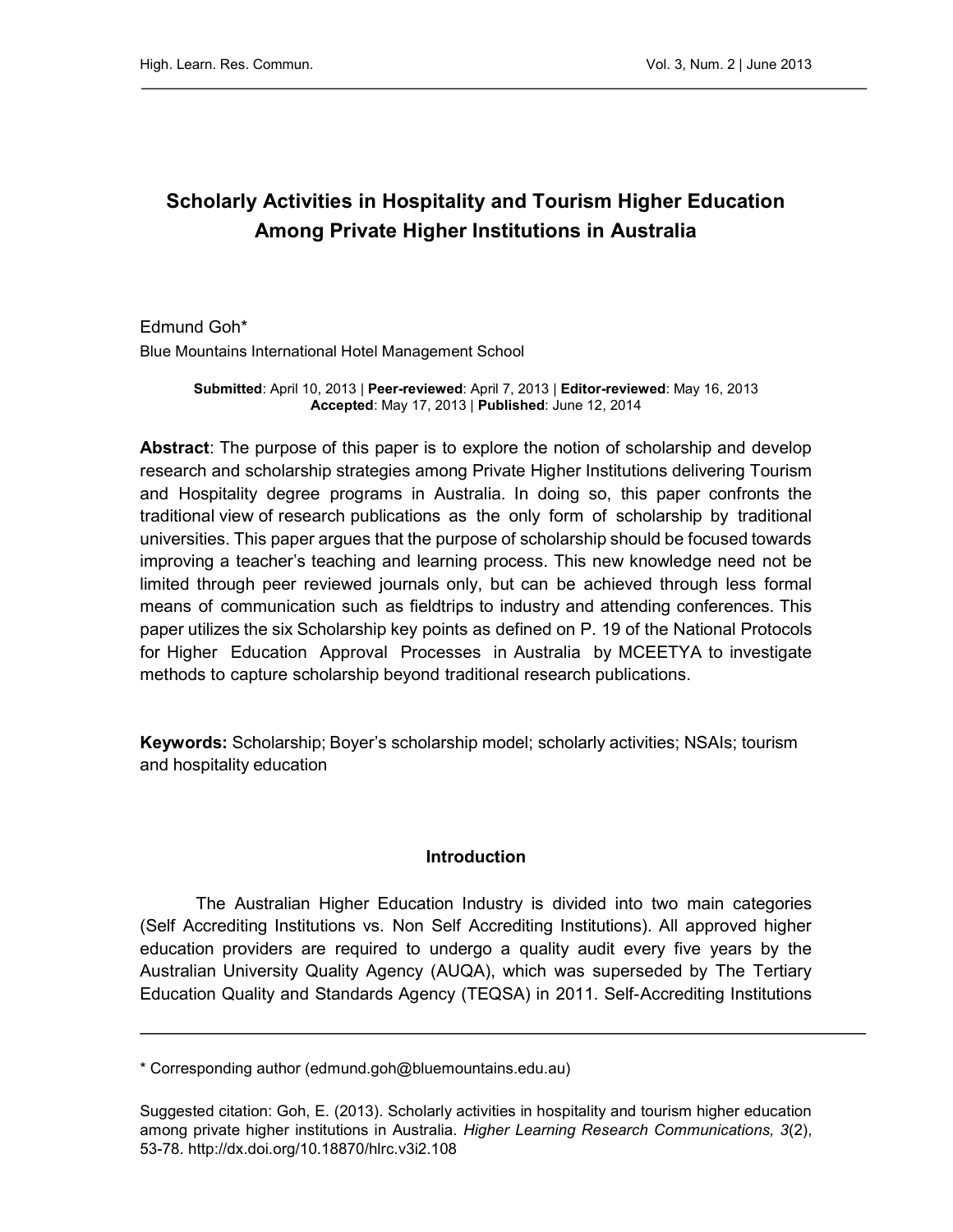# Scholarly Activities in Hospitality and Tourism Higher Education Among Private Higher Institutions in Australia

Edmund Goh*

Blue Mountains International Hotel Management School

**Submitted**: April 10, 2013 | **Peer-reviewed**: April 7, 2013 | **Editor-reviewed**: May 16, 2013
**Accepted**: May 17, 2013 | **Published**: June 12, 2014

**Abstract**: The purpose of this paper is to explore the notion of scholarship and develop research and scholarship strategies among Private Higher Institutions delivering Tourism and Hospitality degree programs in Australia. In doing so, this paper confronts the traditional view of research publications as the only form of scholarship by traditional universities. This paper argues that the purpose of scholarship should be focused towards improving a teacher's teaching and learning process. This new knowledge need not be limited through peer reviewed journals only, but can be achieved through less formal means of communication such as fieldtrips to industry and attending conferences. This paper utilizes the six Scholarship key points as defined on P. 19 of the National Protocols for Higher Education Approval Processes in Australia by MCEETYA to investigate methods to capture scholarship beyond traditional research publications.

**Keywords:** Scholarship; Boyer's scholarship model; scholarly activities; NSAIs; tourism and hospitality education

## Introduction

The Australian Higher Education Industry is divided into two main categories (Self Accrediting Institutions vs. Non Self Accrediting Institutions). All approved higher education providers are required to undergo a quality audit every five years by the Australian University Quality Agency (AUQA), which was superseded by The Tertiary Education Quality and Standards Agency (TEQSA) in 2011. Self-Accrediting Institutions

* Corresponding author (edmund.goh@bluemountains.edu.au)

Suggested citation: Goh, E. (2013). Scholarly activities in hospitality and tourism higher education among private higher institutions in Australia. *Higher Learning Research Communications, 3*(2), 53-78. http://dx.doi.org/10.18870/hlrc.v3i2.108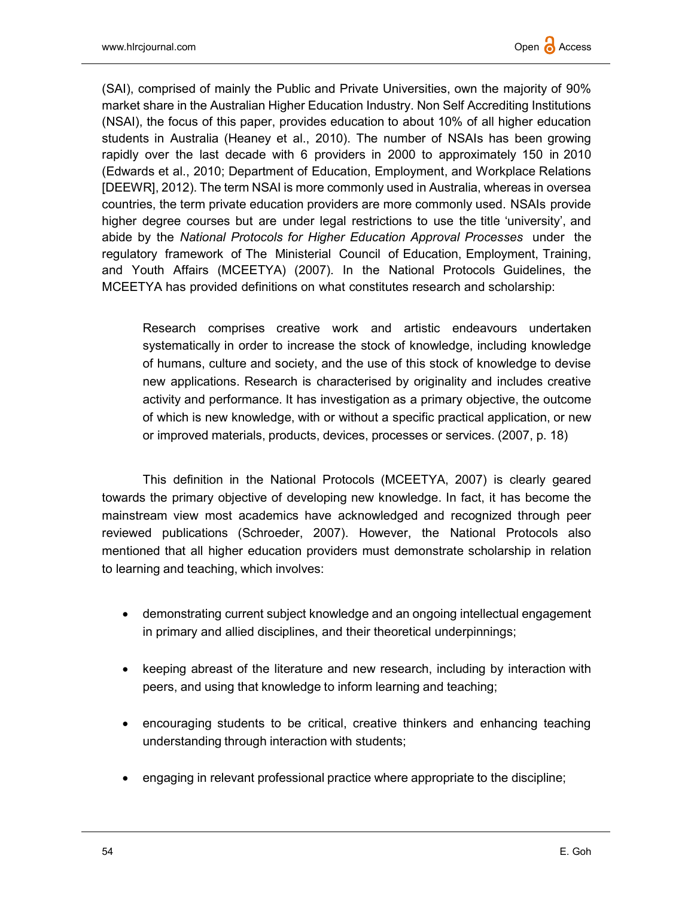(SAI), comprised of mainly the Public and Private Universities, own the majority of 90% market share in the Australian Higher Education Industry. Non Self Accrediting Institutions (NSAI), the focus of this paper, provides education to about 10% of all higher education students in Australia (Heaney et al., 2010). The number of NSAIs has been growing rapidly over the last decade with 6 providers in 2000 to approximately 150 in 2010 (Edwards et al., 2010; Department of Education, Employment, and Workplace Relations [DEEWR], 2012). The term NSAI is more commonly used in Australia, whereas in oversea countries, the term private education providers are more commonly used. NSAIs provide higher degree courses but are under legal restrictions to use the title 'university', and abide by the *National Protocols for Higher Education Approval Processes* under the regulatory framework of The Ministerial Council of Education, Employment, Training, and Youth Affairs (MCEETYA) (2007). In the National Protocols Guidelines, the MCEETYA has provided definitions on what constitutes research and scholarship:

> Research comprises creative work and artistic endeavours undertaken systematically in order to increase the stock of knowledge, including knowledge of humans, culture and society, and the use of this stock of knowledge to devise new applications. Research is characterised by originality and includes creative activity and performance. It has investigation as a primary objective, the outcome of which is new knowledge, with or without a specific practical application, or new or improved materials, products, devices, processes or services. (2007, p. 18)

This definition in the National Protocols (MCEETYA, 2007) is clearly geared towards the primary objective of developing new knowledge. In fact, it has become the mainstream view most academics have acknowledged and recognized through peer reviewed publications (Schroeder, 2007). However, the National Protocols also mentioned that all higher education providers must demonstrate scholarship in relation to learning and teaching, which involves:

- demonstrating current subject knowledge and an ongoing intellectual engagement in primary and allied disciplines, and their theoretical underpinnings;
- keeping abreast of the literature and new research, including by interaction with peers, and using that knowledge to inform learning and teaching;
- encouraging students to be critical, creative thinkers and enhancing teaching understanding through interaction with students;
- engaging in relevant professional practice where appropriate to the discipline;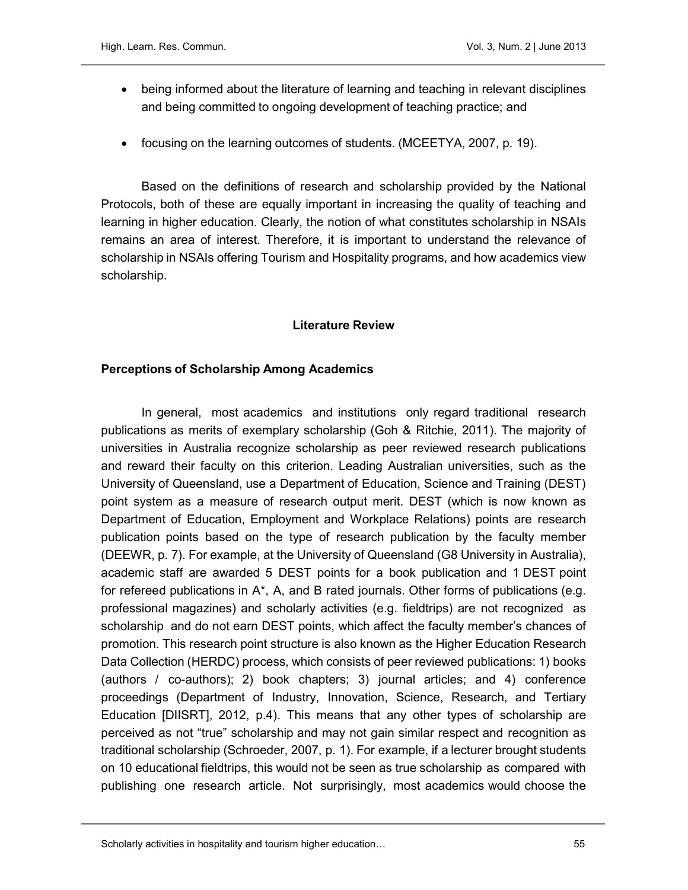- being informed about the literature of learning and teaching in relevant disciplines and being committed to ongoing development of teaching practice; and
- focusing on the learning outcomes of students. (MCEETYA, 2007, p. 19).

Based on the definitions of research and scholarship provided by the National Protocols, both of these are equally important in increasing the quality of teaching and learning in higher education. Clearly, the notion of what constitutes scholarship in NSAIs remains an area of interest. Therefore, it is important to understand the relevance of scholarship in NSAIs offering Tourism and Hospitality programs, and how academics view scholarship.

## Literature Review

### Perceptions of Scholarship Among Academics

In general, most academics and institutions only regard traditional research publications as merits of exemplary scholarship (Goh & Ritchie, 2011). The majority of universities in Australia recognize scholarship as peer reviewed research publications and reward their faculty on this criterion. Leading Australian universities, such as the University of Queensland, use a Department of Education, Science and Training (DEST) point system as a measure of research output merit. DEST (which is now known as Department of Education, Employment and Workplace Relations) points are research publication points based on the type of research publication by the faculty member (DEEWR, p. 7). For example, at the University of Queensland (G8 University in Australia), academic staff are awarded 5 DEST points for a book publication and 1 DEST point for refereed publications in A*, A, and B rated journals. Other forms of publications (e.g. professional magazines) and scholarly activities (e.g. fieldtrips) are not recognized as scholarship and do not earn DEST points, which affect the faculty member's chances of promotion. This research point structure is also known as the Higher Education Research Data Collection (HERDC) process, which consists of peer reviewed publications: 1) books (authors / co-authors); 2) book chapters; 3) journal articles; and 4) conference proceedings (Department of Industry, Innovation, Science, Research, and Tertiary Education [DIISRT], 2012, p.4). This means that any other types of scholarship are perceived as not "true" scholarship and may not gain similar respect and recognition as traditional scholarship (Schroeder, 2007, p. 1). For example, if a lecturer brought students on 10 educational fieldtrips, this would not be seen as true scholarship as compared with publishing one research article. Not surprisingly, most academics would choose the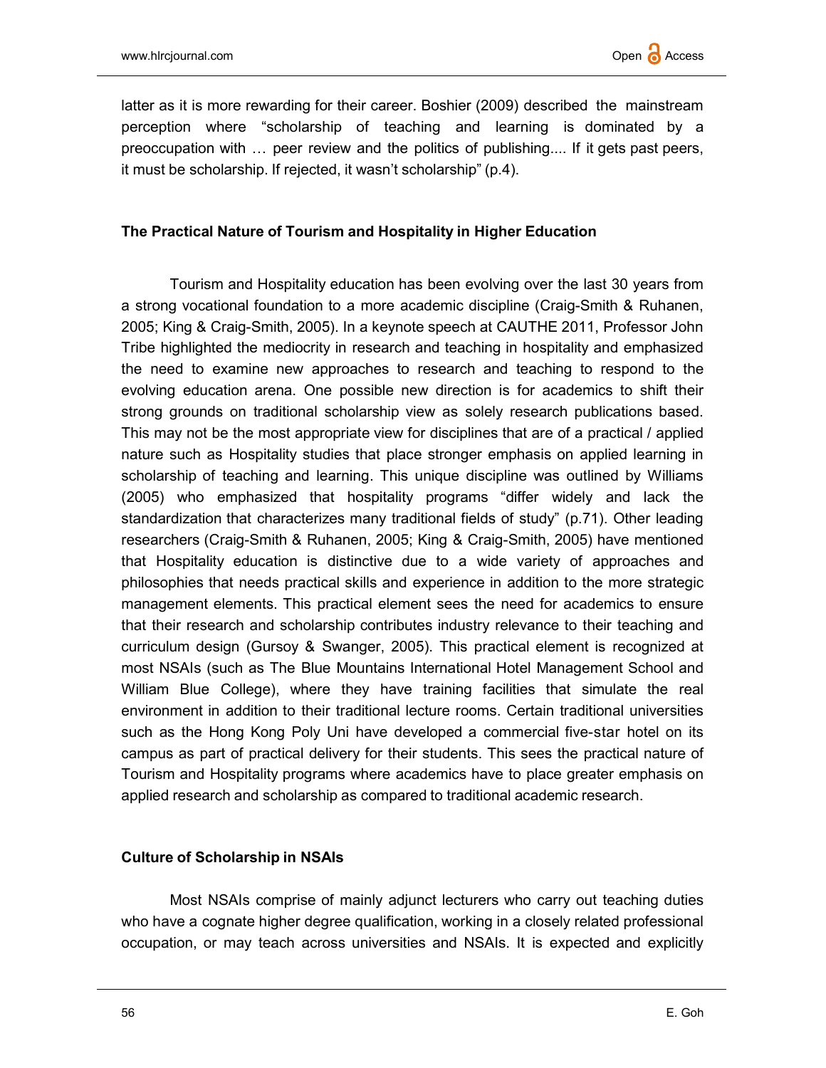latter as it is more rewarding for their career. Boshier (2009) described the mainstream perception where "scholarship of teaching and learning is dominated by a preoccupation with … peer review and the politics of publishing.... If it gets past peers, it must be scholarship. If rejected, it wasn't scholarship" (p.4).

### The Practical Nature of Tourism and Hospitality in Higher Education

Tourism and Hospitality education has been evolving over the last 30 years from a strong vocational foundation to a more academic discipline (Craig-Smith & Ruhanen, 2005; King & Craig-Smith, 2005). In a keynote speech at CAUTHE 2011, Professor John Tribe highlighted the mediocrity in research and teaching in hospitality and emphasized the need to examine new approaches to research and teaching to respond to the evolving education arena. One possible new direction is for academics to shift their strong grounds on traditional scholarship view as solely research publications based. This may not be the most appropriate view for disciplines that are of a practical / applied nature such as Hospitality studies that place stronger emphasis on applied learning in scholarship of teaching and learning. This unique discipline was outlined by Williams (2005) who emphasized that hospitality programs "differ widely and lack the standardization that characterizes many traditional fields of study" (p.71). Other leading researchers (Craig-Smith & Ruhanen, 2005; King & Craig-Smith, 2005) have mentioned that Hospitality education is distinctive due to a wide variety of approaches and philosophies that needs practical skills and experience in addition to the more strategic management elements. This practical element sees the need for academics to ensure that their research and scholarship contributes industry relevance to their teaching and curriculum design (Gursoy & Swanger, 2005). This practical element is recognized at most NSAIs (such as The Blue Mountains International Hotel Management School and William Blue College), where they have training facilities that simulate the real environment in addition to their traditional lecture rooms. Certain traditional universities such as the Hong Kong Poly Uni have developed a commercial five-star hotel on its campus as part of practical delivery for their students. This sees the practical nature of Tourism and Hospitality programs where academics have to place greater emphasis on applied research and scholarship as compared to traditional academic research.

### Culture of Scholarship in NSAIs

Most NSAIs comprise of mainly adjunct lecturers who carry out teaching duties who have a cognate higher degree qualification, working in a closely related professional occupation, or may teach across universities and NSAIs. It is expected and explicitly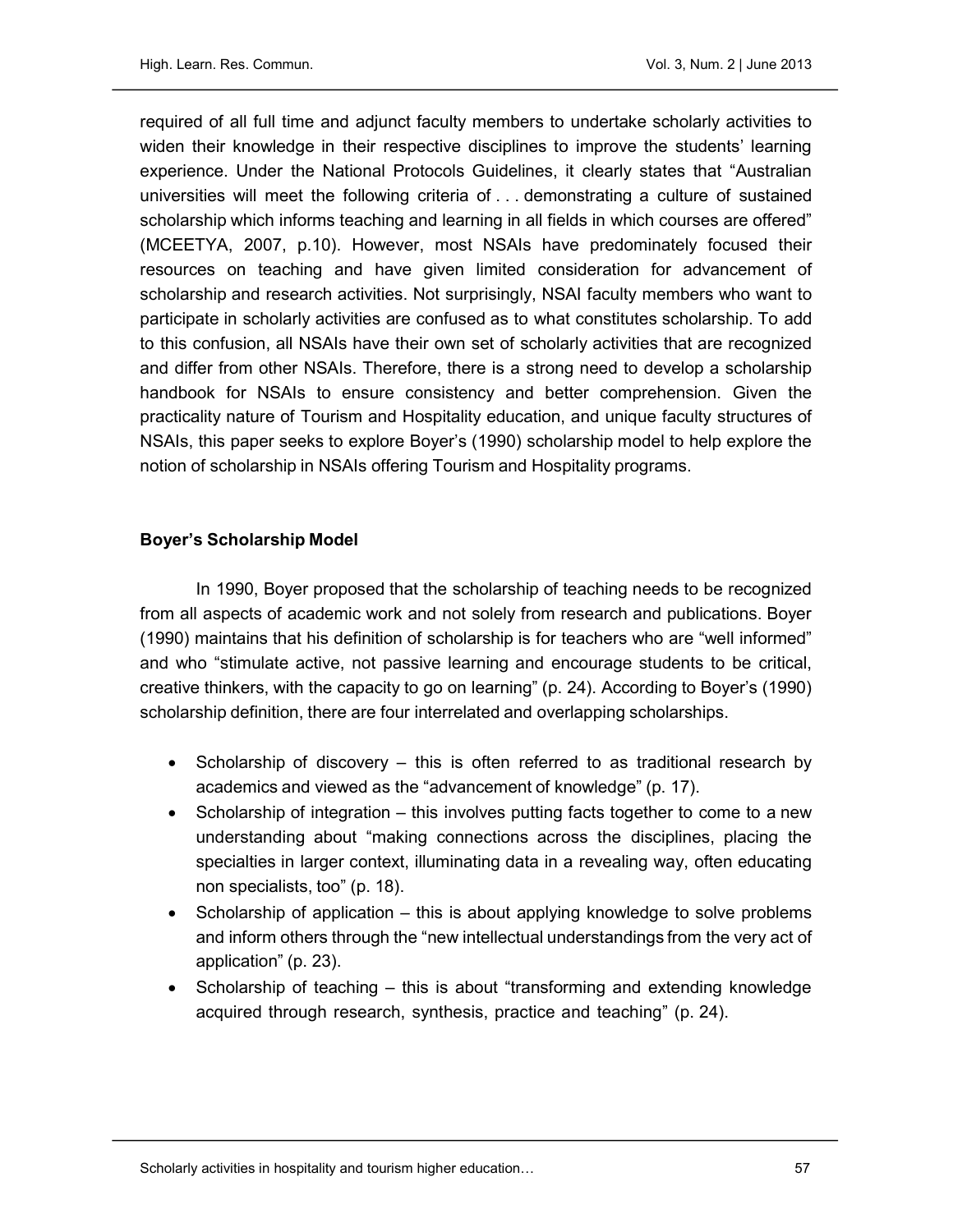required of all full time and adjunct faculty members to undertake scholarly activities to widen their knowledge in their respective disciplines to improve the students' learning experience. Under the National Protocols Guidelines, it clearly states that "Australian universities will meet the following criteria of . . . demonstrating a culture of sustained scholarship which informs teaching and learning in all fields in which courses are offered" (MCEETYA, 2007, p.10). However, most NSAIs have predominately focused their resources on teaching and have given limited consideration for advancement of scholarship and research activities. Not surprisingly, NSAI faculty members who want to participate in scholarly activities are confused as to what constitutes scholarship. To add to this confusion, all NSAIs have their own set of scholarly activities that are recognized and differ from other NSAIs. Therefore, there is a strong need to develop a scholarship handbook for NSAIs to ensure consistency and better comprehension. Given the practicality nature of Tourism and Hospitality education, and unique faculty structures of NSAIs, this paper seeks to explore Boyer's (1990) scholarship model to help explore the notion of scholarship in NSAIs offering Tourism and Hospitality programs.

**Boyer's Scholarship Model**

In 1990, Boyer proposed that the scholarship of teaching needs to be recognized from all aspects of academic work and not solely from research and publications. Boyer (1990) maintains that his definition of scholarship is for teachers who are "well informed" and who "stimulate active, not passive learning and encourage students to be critical, creative thinkers, with the capacity to go on learning" (p. 24). According to Boyer's (1990) scholarship definition, there are four interrelated and overlapping scholarships.

- Scholarship of discovery – this is often referred to as traditional research by academics and viewed as the "advancement of knowledge" (p. 17).
- Scholarship of integration – this involves putting facts together to come to a new understanding about "making connections across the disciplines, placing the specialties in larger context, illuminating data in a revealing way, often educating non specialists, too" (p. 18).
- Scholarship of application – this is about applying knowledge to solve problems and inform others through the "new intellectual understandings from the very act of application" (p. 23).
- Scholarship of teaching – this is about "transforming and extending knowledge acquired through research, synthesis, practice and teaching" (p. 24).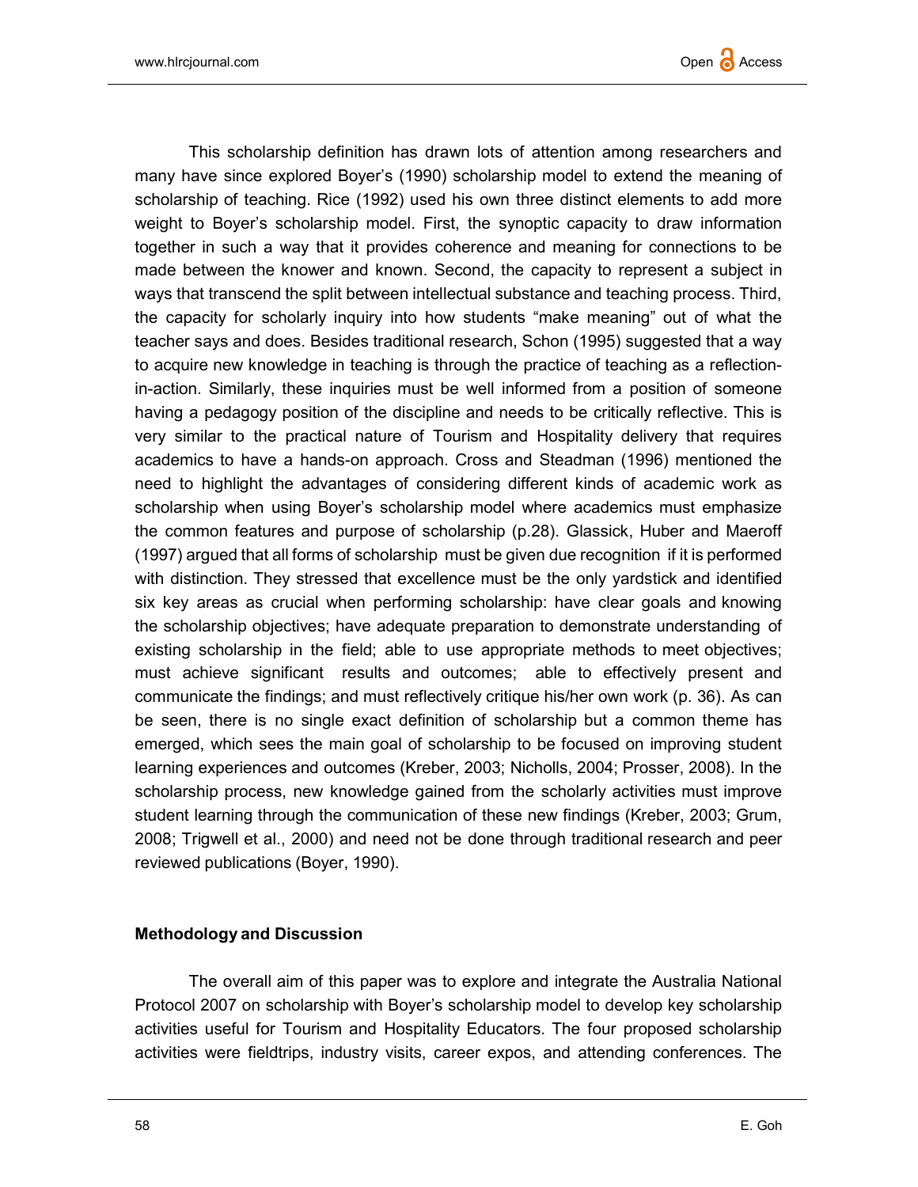This scholarship definition has drawn lots of attention among researchers and many have since explored Boyer's (1990) scholarship model to extend the meaning of scholarship of teaching. Rice (1992) used his own three distinct elements to add more weight to Boyer's scholarship model. First, the synoptic capacity to draw information together in such a way that it provides coherence and meaning for connections to be made between the knower and known. Second, the capacity to represent a subject in ways that transcend the split between intellectual substance and teaching process. Third, the capacity for scholarly inquiry into how students "make meaning" out of what the teacher says and does. Besides traditional research, Schon (1995) suggested that a way to acquire new knowledge in teaching is through the practice of teaching as a reflection-in-action. Similarly, these inquiries must be well informed from a position of someone having a pedagogy position of the discipline and needs to be critically reflective. This is very similar to the practical nature of Tourism and Hospitality delivery that requires academics to have a hands-on approach. Cross and Steadman (1996) mentioned the need to highlight the advantages of considering different kinds of academic work as scholarship when using Boyer's scholarship model where academics must emphasize the common features and purpose of scholarship (p.28). Glassick, Huber and Maeroff (1997) argued that all forms of scholarship must be given due recognition if it is performed with distinction. They stressed that excellence must be the only yardstick and identified six key areas as crucial when performing scholarship: have clear goals and knowing the scholarship objectives; have adequate preparation to demonstrate understanding of existing scholarship in the field; able to use appropriate methods to meet objectives; must achieve significant results and outcomes; able to effectively present and communicate the findings; and must reflectively critique his/her own work (p. 36). As can be seen, there is no single exact definition of scholarship but a common theme has emerged, which sees the main goal of scholarship to be focused on improving student learning experiences and outcomes (Kreber, 2003; Nicholls, 2004; Prosser, 2008). In the scholarship process, new knowledge gained from the scholarly activities must improve student learning through the communication of these new findings (Kreber, 2003; Grum, 2008; Trigwell et al., 2000) and need not be done through traditional research and peer reviewed publications (Boyer, 1990).

## Methodology and Discussion

The overall aim of this paper was to explore and integrate the Australia National Protocol 2007 on scholarship with Boyer's scholarship model to develop key scholarship activities useful for Tourism and Hospitality Educators. The four proposed scholarship activities were fieldtrips, industry visits, career expos, and attending conferences. The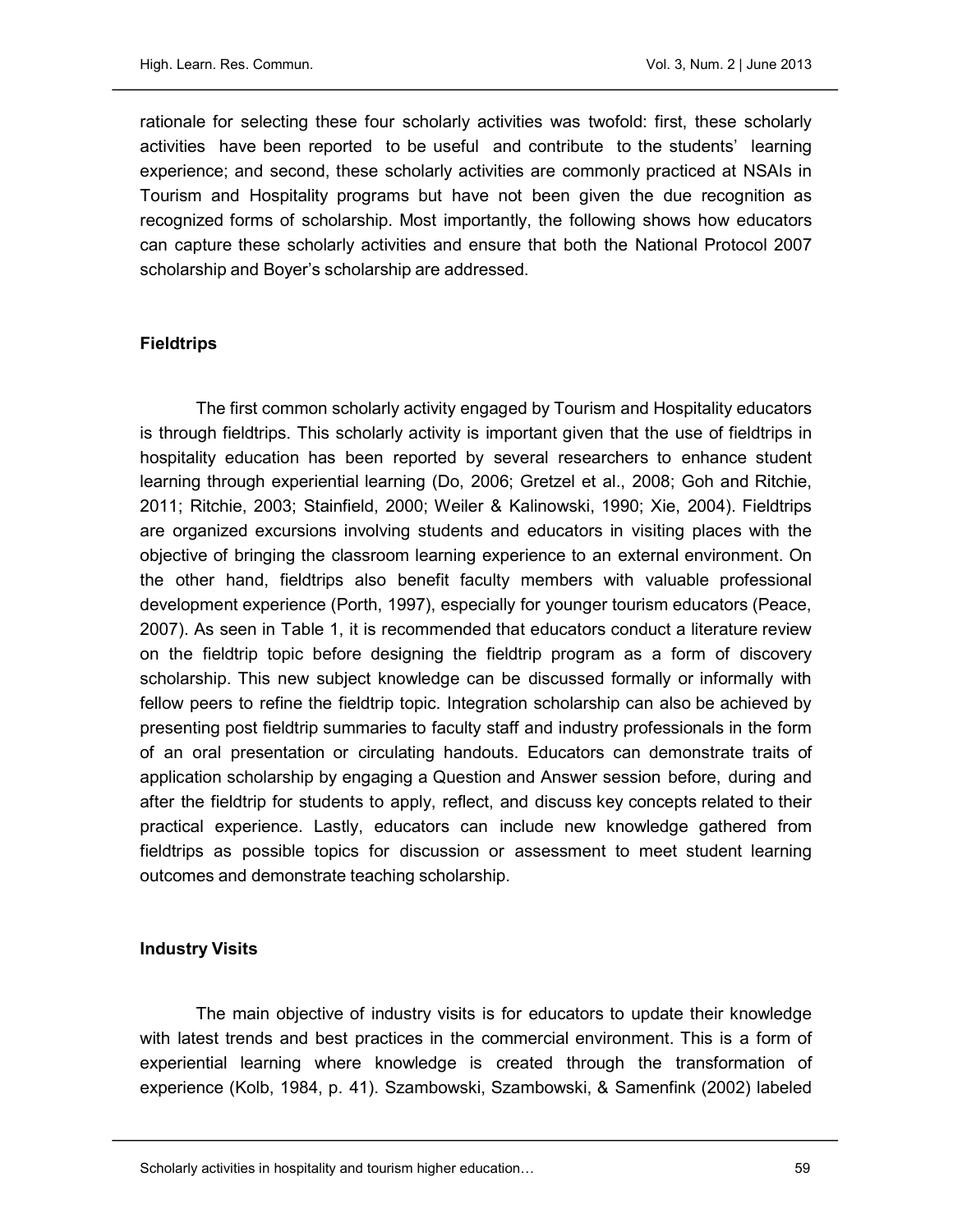rationale for selecting these four scholarly activities was twofold: first, these scholarly activities have been reported to be useful and contribute to the students' learning experience; and second, these scholarly activities are commonly practiced at NSAIs in Tourism and Hospitality programs but have not been given the due recognition as recognized forms of scholarship. Most importantly, the following shows how educators can capture these scholarly activities and ensure that both the National Protocol 2007 scholarship and Boyer's scholarship are addressed.

### Fieldtrips

The first common scholarly activity engaged by Tourism and Hospitality educators is through fieldtrips. This scholarly activity is important given that the use of fieldtrips in hospitality education has been reported by several researchers to enhance student learning through experiential learning (Do, 2006; Gretzel et al., 2008; Goh and Ritchie, 2011; Ritchie, 2003; Stainfield, 2000; Weiler & Kalinowski, 1990; Xie, 2004). Fieldtrips are organized excursions involving students and educators in visiting places with the objective of bringing the classroom learning experience to an external environment. On the other hand, fieldtrips also benefit faculty members with valuable professional development experience (Porth, 1997), especially for younger tourism educators (Peace, 2007). As seen in Table 1, it is recommended that educators conduct a literature review on the fieldtrip topic before designing the fieldtrip program as a form of discovery scholarship. This new subject knowledge can be discussed formally or informally with fellow peers to refine the fieldtrip topic. Integration scholarship can also be achieved by presenting post fieldtrip summaries to faculty staff and industry professionals in the form of an oral presentation or circulating handouts. Educators can demonstrate traits of application scholarship by engaging a Question and Answer session before, during and after the fieldtrip for students to apply, reflect, and discuss key concepts related to their practical experience. Lastly, educators can include new knowledge gathered from fieldtrips as possible topics for discussion or assessment to meet student learning outcomes and demonstrate teaching scholarship.

### Industry Visits

The main objective of industry visits is for educators to update their knowledge with latest trends and best practices in the commercial environment. This is a form of experiential learning where knowledge is created through the transformation of experience (Kolb, 1984, p. 41). Szambowski, Szambowski, & Samenfink (2002) labeled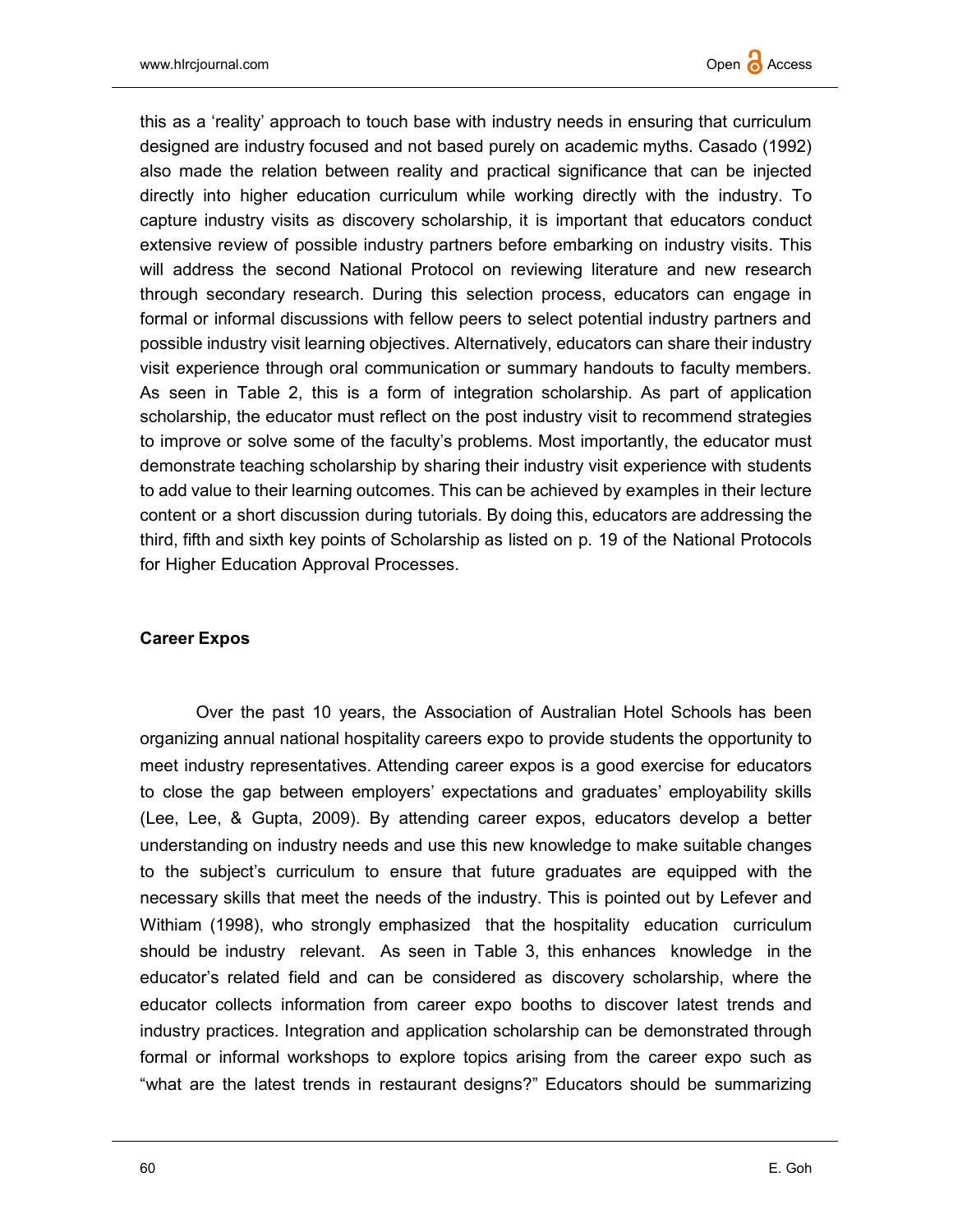this as a 'reality' approach to touch base with industry needs in ensuring that curriculum designed are industry focused and not based purely on academic myths. Casado (1992) also made the relation between reality and practical significance that can be injected directly into higher education curriculum while working directly with the industry. To capture industry visits as discovery scholarship, it is important that educators conduct extensive review of possible industry partners before embarking on industry visits. This will address the second National Protocol on reviewing literature and new research through secondary research. During this selection process, educators can engage in formal or informal discussions with fellow peers to select potential industry partners and possible industry visit learning objectives. Alternatively, educators can share their industry visit experience through oral communication or summary handouts to faculty members. As seen in Table 2, this is a form of integration scholarship. As part of application scholarship, the educator must reflect on the post industry visit to recommend strategies to improve or solve some of the faculty's problems. Most importantly, the educator must demonstrate teaching scholarship by sharing their industry visit experience with students to add value to their learning outcomes. This can be achieved by examples in their lecture content or a short discussion during tutorials. By doing this, educators are addressing the third, fifth and sixth key points of Scholarship as listed on p. 19 of the National Protocols for Higher Education Approval Processes.

**Career Expos**

Over the past 10 years, the Association of Australian Hotel Schools has been organizing annual national hospitality careers expo to provide students the opportunity to meet industry representatives. Attending career expos is a good exercise for educators to close the gap between employers' expectations and graduates' employability skills (Lee, Lee, & Gupta, 2009). By attending career expos, educators develop a better understanding on industry needs and use this new knowledge to make suitable changes to the subject's curriculum to ensure that future graduates are equipped with the necessary skills that meet the needs of the industry. This is pointed out by Lefever and Withiam (1998), who strongly emphasized that the hospitality education curriculum should be industry relevant. As seen in Table 3, this enhances knowledge in the educator's related field and can be considered as discovery scholarship, where the educator collects information from career expo booths to discover latest trends and industry practices. Integration and application scholarship can be demonstrated through formal or informal workshops to explore topics arising from the career expo such as "what are the latest trends in restaurant designs?" Educators should be summarizing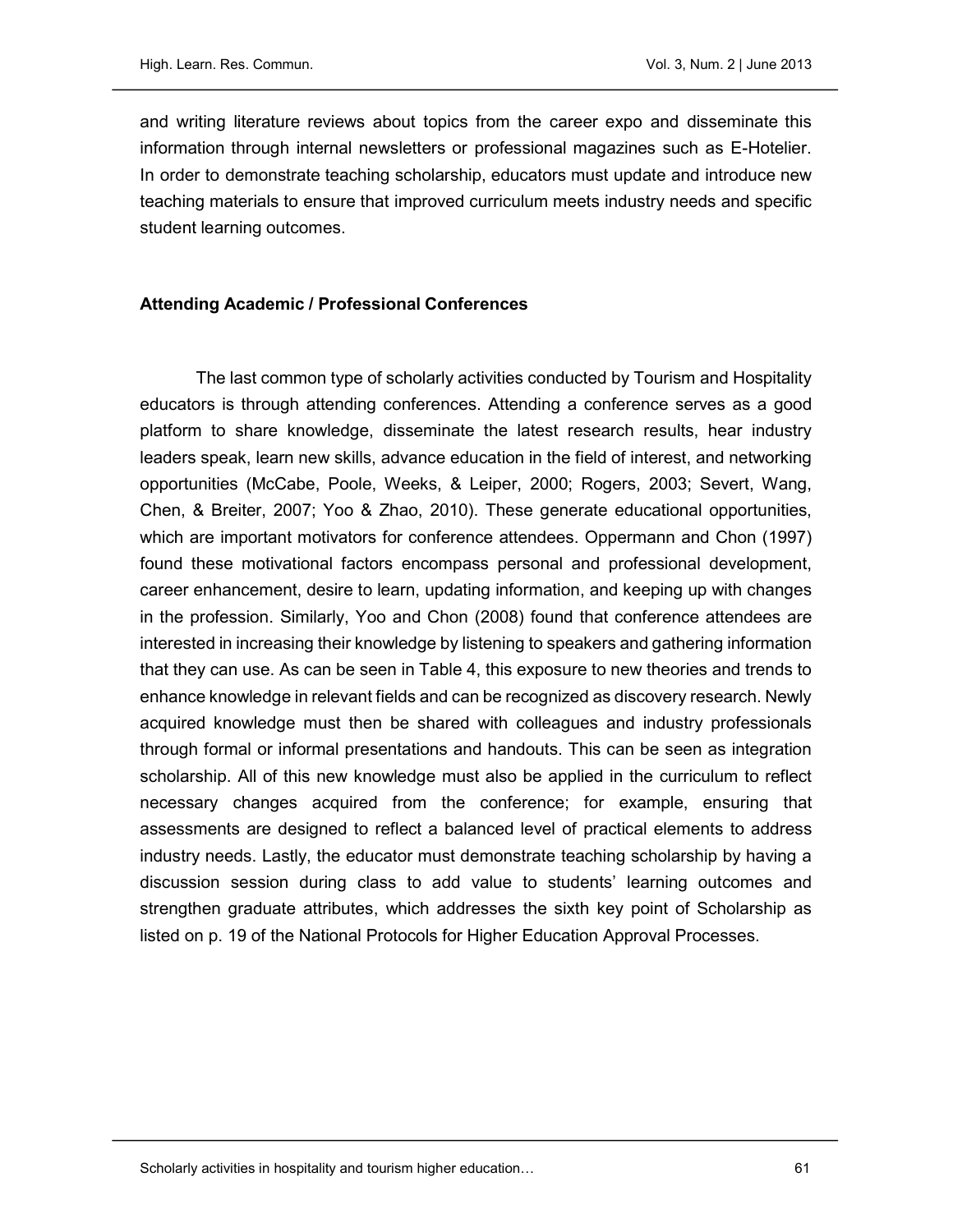and writing literature reviews about topics from the career expo and disseminate this information through internal newsletters or professional magazines such as E-Hotelier. In order to demonstrate teaching scholarship, educators must update and introduce new teaching materials to ensure that improved curriculum meets industry needs and specific student learning outcomes.

### Attending Academic / Professional Conferences

The last common type of scholarly activities conducted by Tourism and Hospitality educators is through attending conferences. Attending a conference serves as a good platform to share knowledge, disseminate the latest research results, hear industry leaders speak, learn new skills, advance education in the field of interest, and networking opportunities (McCabe, Poole, Weeks, & Leiper, 2000; Rogers, 2003; Severt, Wang, Chen, & Breiter, 2007; Yoo & Zhao, 2010). These generate educational opportunities, which are important motivators for conference attendees. Oppermann and Chon (1997) found these motivational factors encompass personal and professional development, career enhancement, desire to learn, updating information, and keeping up with changes in the profession. Similarly, Yoo and Chon (2008) found that conference attendees are interested in increasing their knowledge by listening to speakers and gathering information that they can use. As can be seen in Table 4, this exposure to new theories and trends to enhance knowledge in relevant fields and can be recognized as discovery research. Newly acquired knowledge must then be shared with colleagues and industry professionals through formal or informal presentations and handouts. This can be seen as integration scholarship. All of this new knowledge must also be applied in the curriculum to reflect necessary changes acquired from the conference; for example, ensuring that assessments are designed to reflect a balanced level of practical elements to address industry needs. Lastly, the educator must demonstrate teaching scholarship by having a discussion session during class to add value to students' learning outcomes and strengthen graduate attributes, which addresses the sixth key point of Scholarship as listed on p. 19 of the National Protocols for Higher Education Approval Processes.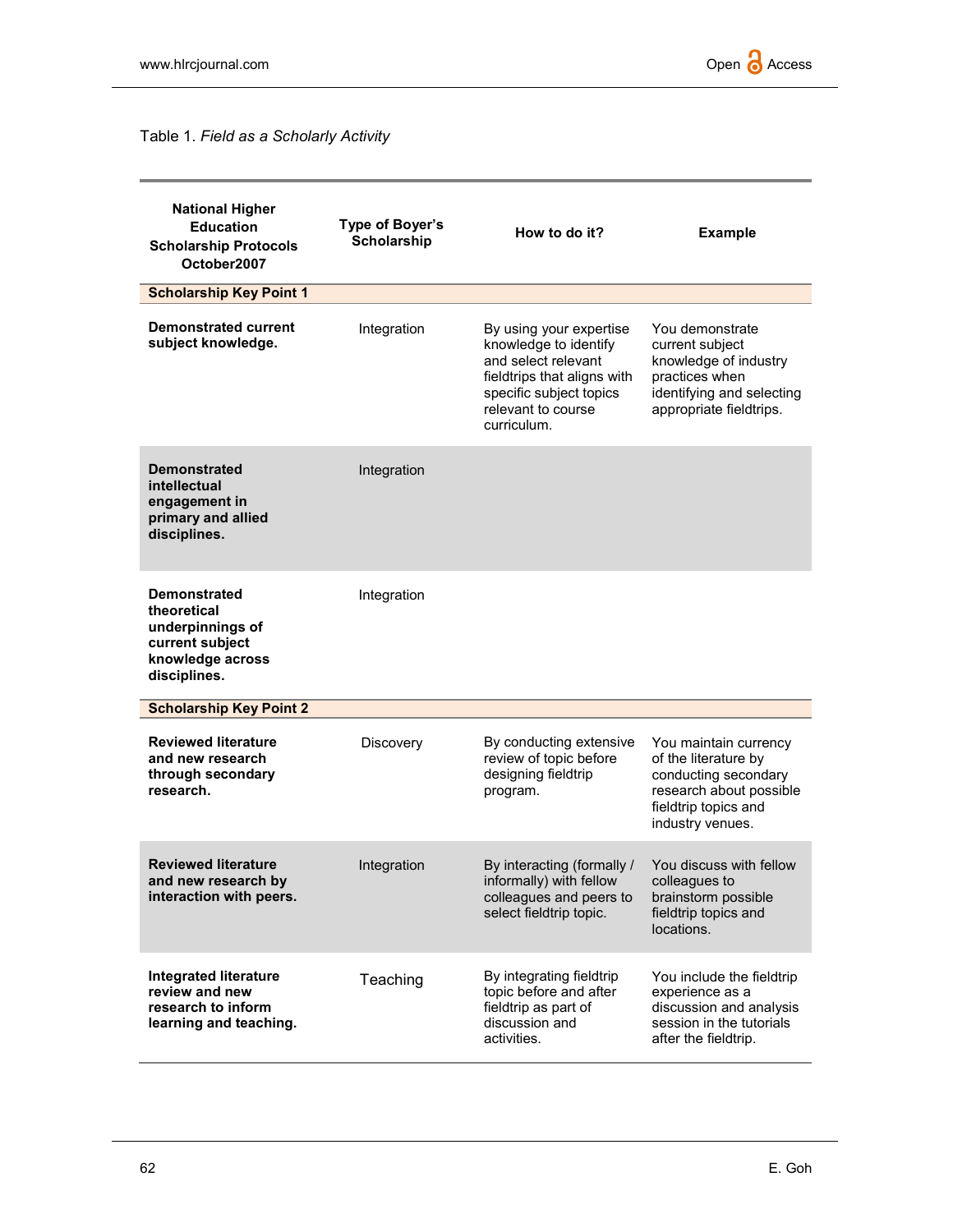Table 1. *Field as a Scholarly Activity*

| National Higher Education Scholarship Protocols October2007 | Type of Boyer's Scholarship | How to do it? | Example |
|---|---|---|---|
| **Scholarship Key Point 1** | | | |
| **Demonstrated current subject knowledge.** | Integration | By using your expertise knowledge to identify and select relevant fieldtrips that aligns with specific subject topics relevant to course curriculum. | You demonstrate current subject knowledge of industry practices when identifying and selecting appropriate fieldtrips. |
| **Demonstrated intellectual engagement in primary and allied disciplines.** | Integration | | |
| **Demonstrated theoretical underpinnings of current subject knowledge across disciplines.** | Integration | | |
| **Scholarship Key Point 2** | | | |
| **Reviewed literature and new research through secondary research.** | Discovery | By conducting extensive review of topic before designing fieldtrip program. | You maintain currency of the literature by conducting secondary research about possible fieldtrip topics and industry venues. |
| **Reviewed literature and new research by interaction with peers.** | Integration | By interacting (formally / informally) with fellow colleagues and peers to select fieldtrip topic. | You discuss with fellow colleagues to brainstorm possible fieldtrip topics and locations. |
| **Integrated literature review and new research to inform learning and teaching.** | Teaching | By integrating fieldtrip topic before and after fieldtrip as part of discussion and activities. | You include the fieldtrip experience as a discussion and analysis session in the tutorials after the fieldtrip. |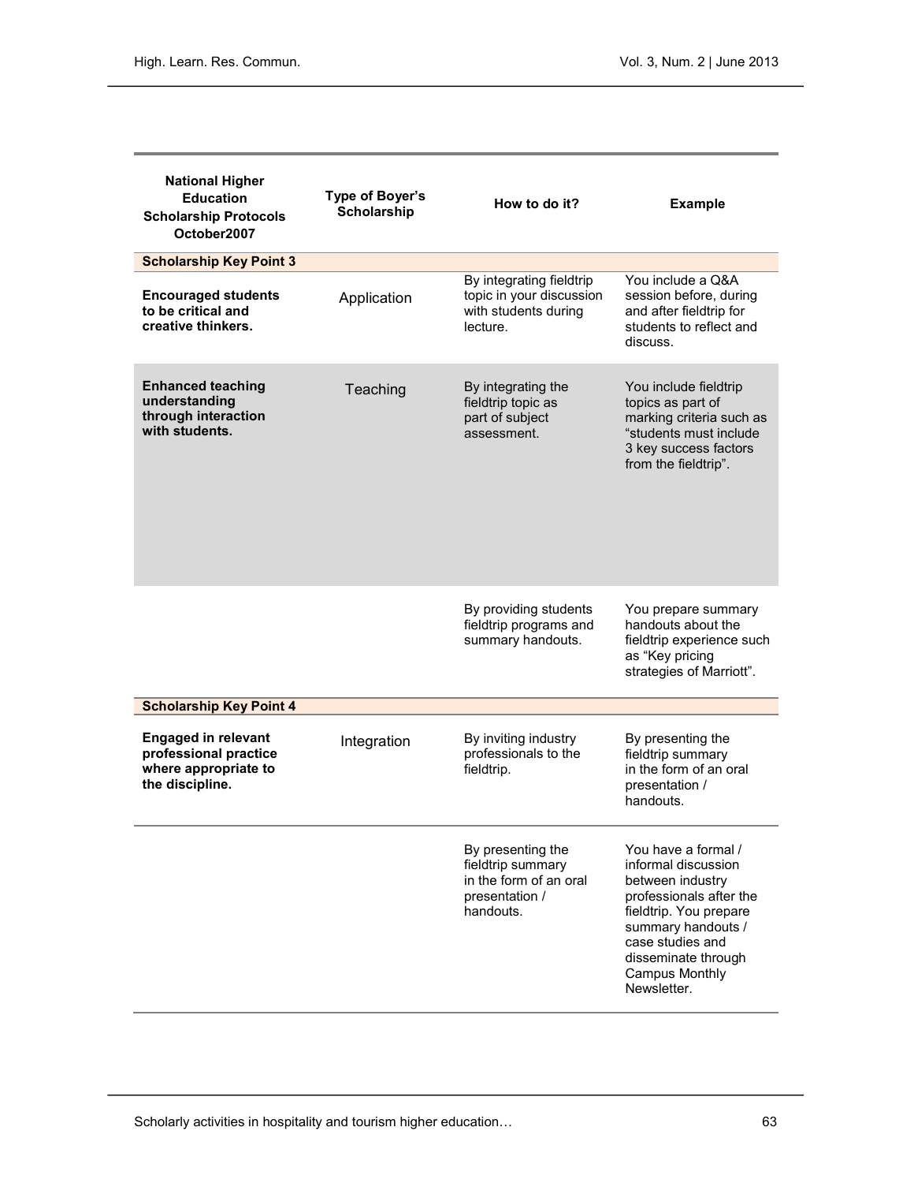| National Higher Education Scholarship Protocols October2007 | Type of Boyer's Scholarship | How to do it? | Example |
|---|---|---|---|
| **Scholarship Key Point 3** | | | |
| **Encouraged students to be critical and creative thinkers.** | Application | By integrating fieldtrip topic in your discussion with students during lecture. | You include a Q&A session before, during and after fieldtrip for students to reflect and discuss. |
| **Enhanced teaching understanding through interaction with students.** | Teaching | By integrating the fieldtrip topic as part of subject assessment. | You include fieldtrip topics as part of marking criteria such as "students must include 3 key success factors from the fieldtrip". |
| | | By providing students fieldtrip programs and summary handouts. | You prepare summary handouts about the fieldtrip experience such as "Key pricing strategies of Marriott". |
| **Scholarship Key Point 4** | | | |
| **Engaged in relevant professional practice where appropriate to the discipline.** | Integration | By inviting industry professionals to the fieldtrip. | By presenting the fieldtrip summary in the form of an oral presentation / handouts. |
| | | By presenting the fieldtrip summary in the form of an oral presentation / handouts. | You have a formal / informal discussion between industry professionals after the fieldtrip. You prepare summary handouts / case studies and disseminate through Campus Monthly Newsletter. |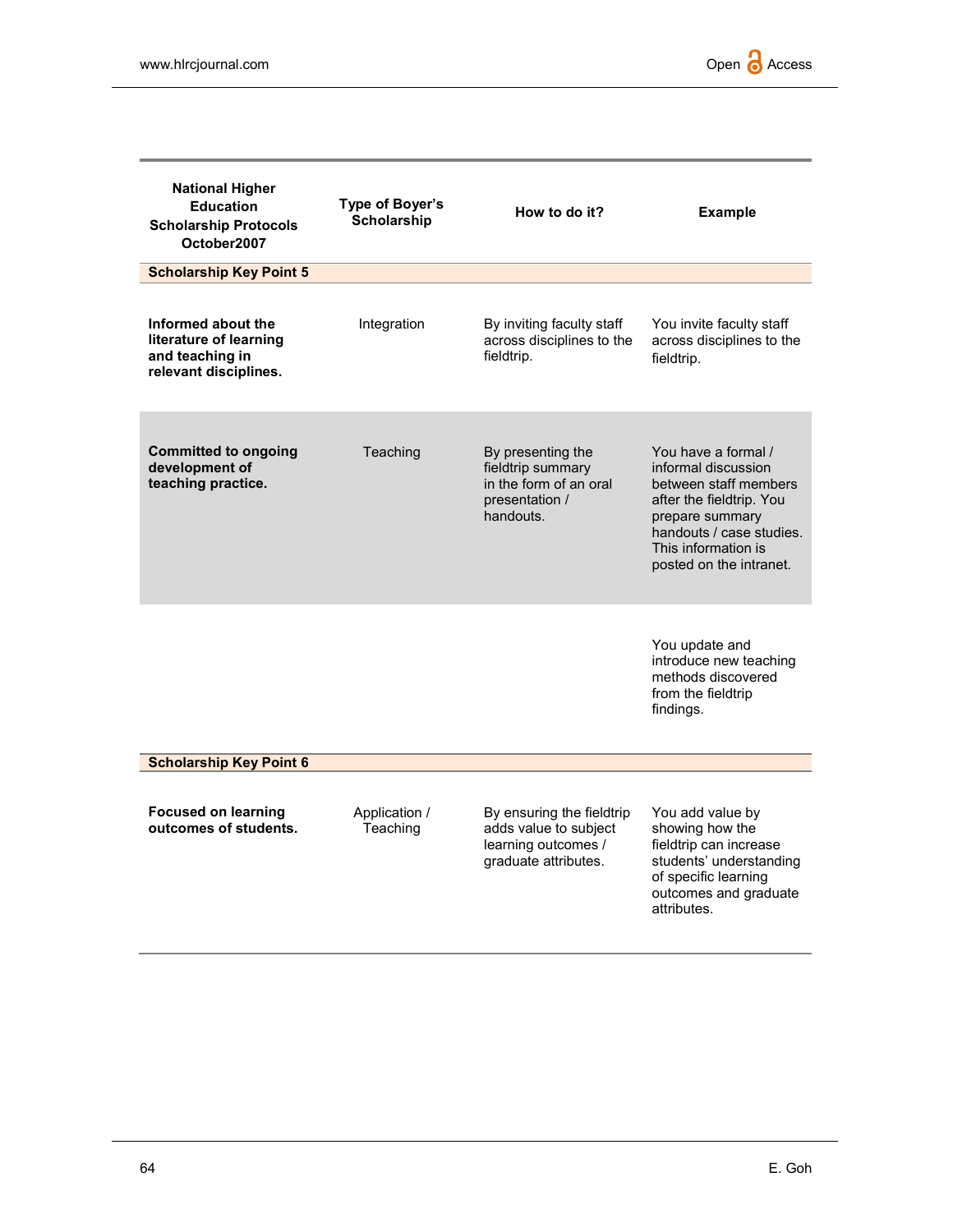| National Higher Education Scholarship Protocols October2007 | Type of Boyer's Scholarship | How to do it? | Example |
|---|---|---|---|
| **Scholarship Key Point 5** | | | |
| **Informed about the literature of learning and teaching in relevant disciplines.** | Integration | By inviting faculty staff across disciplines to the fieldtrip. | You invite faculty staff across disciplines to the fieldtrip. |
| **Committed to ongoing development of teaching practice.** | Teaching | By presenting the fieldtrip summary in the form of an oral presentation / handouts. | You have a formal / informal discussion between staff members after the fieldtrip. You prepare summary handouts / case studies. This information is posted on the intranet. |
| | | | You update and introduce new teaching methods discovered from the fieldtrip findings. |
| **Scholarship Key Point 6** | | | |
| **Focused on learning outcomes of students.** | Application / Teaching | By ensuring the fieldtrip adds value to subject learning outcomes / graduate attributes. | You add value by showing how the fieldtrip can increase students' understanding of specific learning outcomes and graduate attributes. |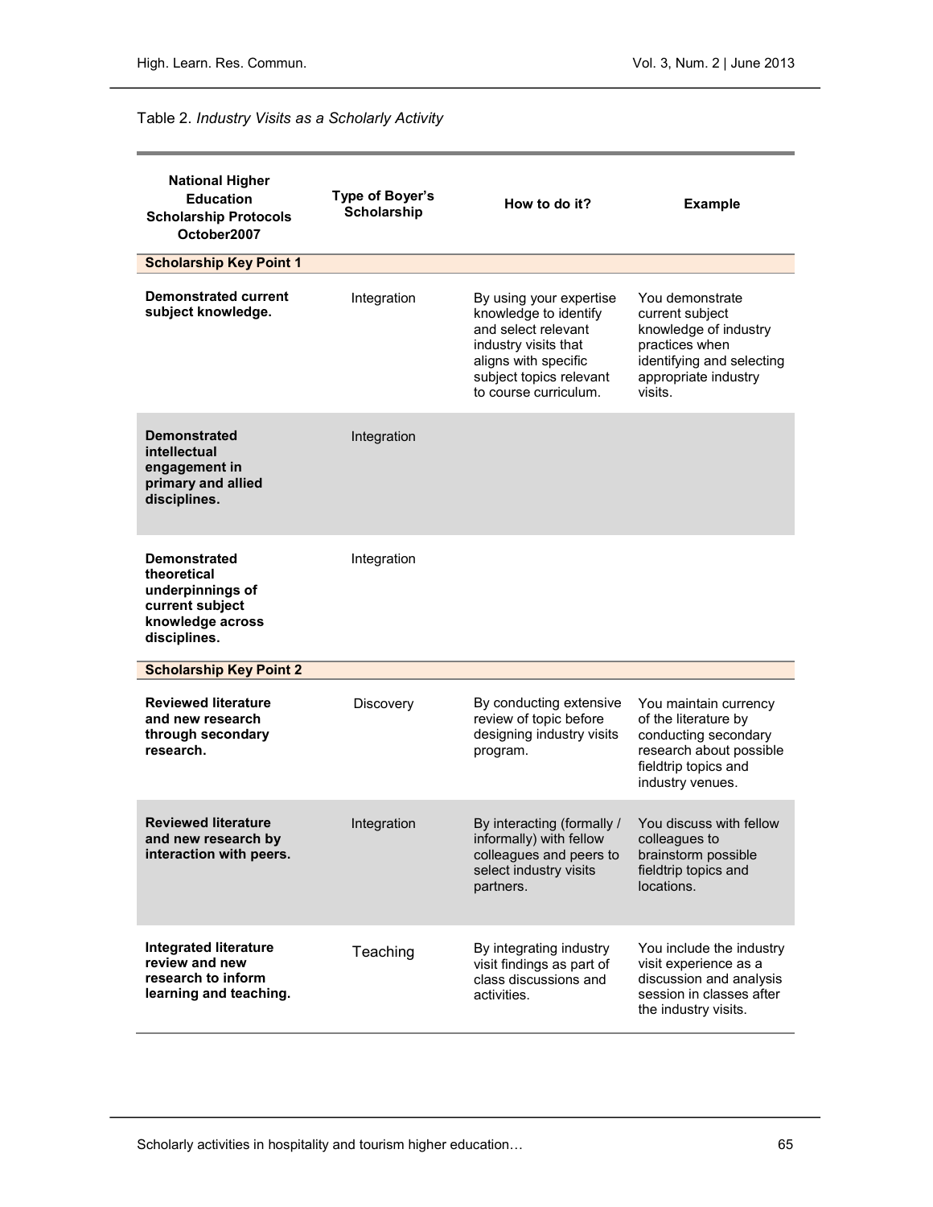Table 2. *Industry Visits as a Scholarly Activity*

| National Higher Education Scholarship Protocols October2007 | Type of Boyer's Scholarship | How to do it? | Example |
|---|---|---|---|
| **Scholarship Key Point 1** | | | |
| **Demonstrated current subject knowledge.** | Integration | By using your expertise knowledge to identify and select relevant industry visits that aligns with specific subject topics relevant to course curriculum. | You demonstrate current subject knowledge of industry practices when identifying and selecting appropriate industry visits. |
| **Demonstrated intellectual engagement in primary and allied disciplines.** | Integration | | |
| **Demonstrated theoretical underpinnings of current subject knowledge across disciplines.** | Integration | | |
| **Scholarship Key Point 2** | | | |
| **Reviewed literature and new research through secondary research.** | Discovery | By conducting extensive review of topic before designing industry visits program. | You maintain currency of the literature by conducting secondary research about possible fieldtrip topics and industry venues. |
| **Reviewed literature and new research by interaction with peers.** | Integration | By interacting (formally / informally) with fellow colleagues and peers to select industry visits partners. | You discuss with fellow colleagues to brainstorm possible fieldtrip topics and locations. |
| **Integrated literature review and new research to inform learning and teaching.** | Teaching | By integrating industry visit findings as part of class discussions and activities. | You include the industry visit experience as a discussion and analysis session in classes after the industry visits. |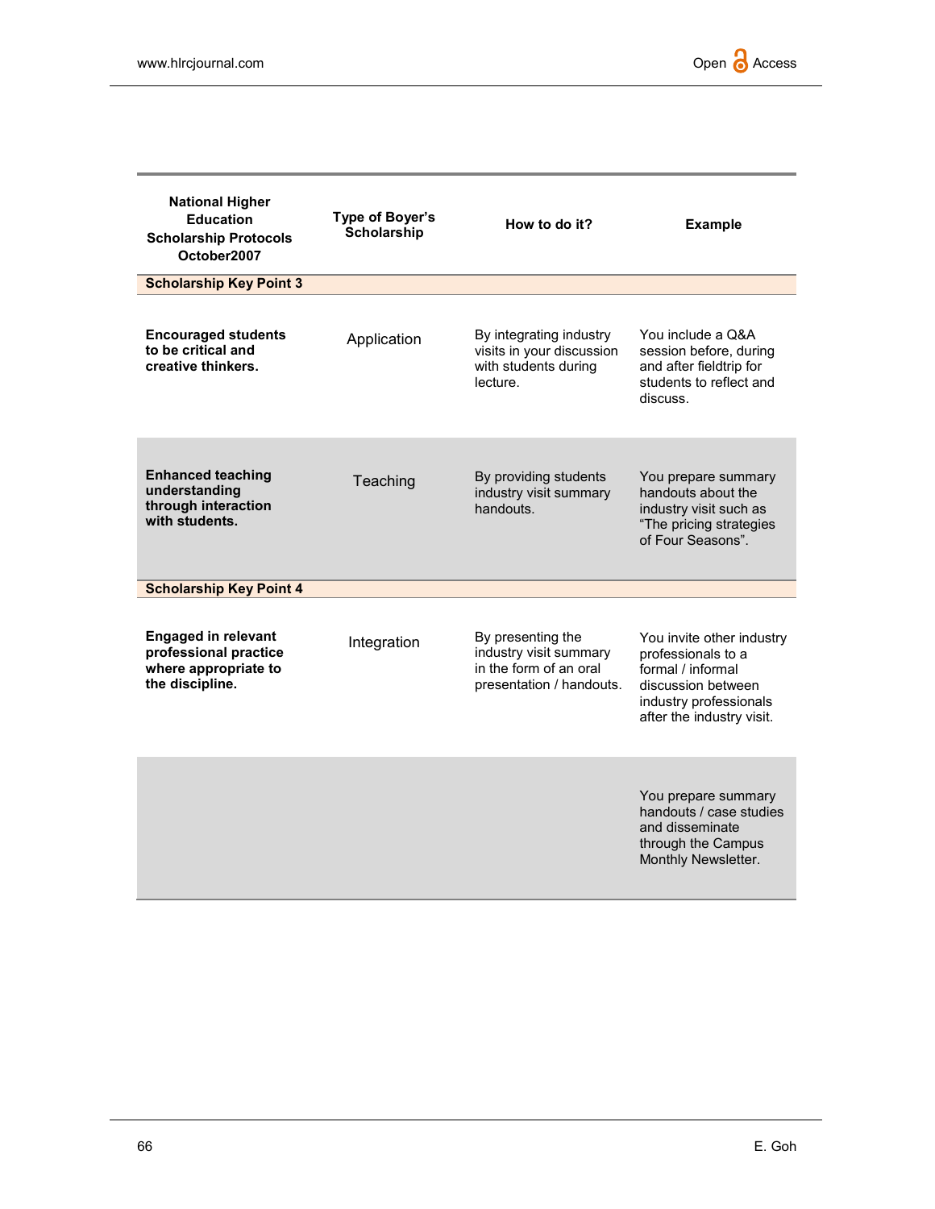| National Higher Education Scholarship Protocols October2007 | Type of Boyer's Scholarship | How to do it? | Example |
|---|---|---|---|
| **Scholarship Key Point 3** | | | |
| **Encouraged students to be critical and creative thinkers.** | Application | By integrating industry visits in your discussion with students during lecture. | You include a Q&A session before, during and after fieldtrip for students to reflect and discuss. |
| **Enhanced teaching understanding through interaction with students.** | Teaching | By providing students industry visit summary handouts. | You prepare summary handouts about the industry visit such as "The pricing strategies of Four Seasons". |
| **Scholarship Key Point 4** | | | |
| **Engaged in relevant professional practice where appropriate to the discipline.** | Integration | By presenting the industry visit summary in the form of an oral presentation / handouts. | You invite other industry professionals to a formal / informal discussion between industry professionals after the industry visit. |
| | | | You prepare summary handouts / case studies and disseminate through the Campus Monthly Newsletter. |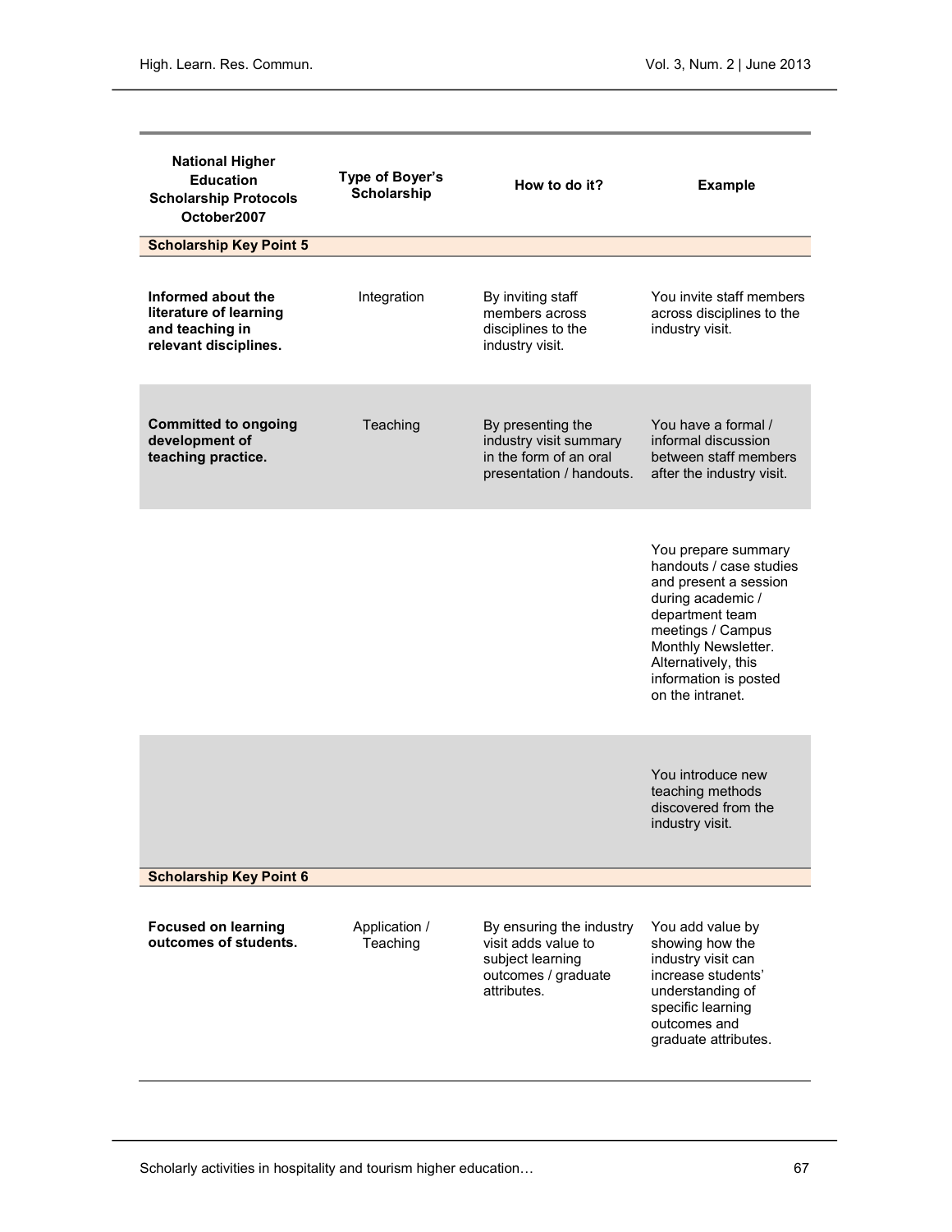| National Higher Education Scholarship Protocols October2007 | Type of Boyer's Scholarship | How to do it? | Example |
|---|---|---|---|
| **Scholarship Key Point 5** | | | |
| **Informed about the literature of learning and teaching in relevant disciplines.** | Integration | By inviting staff members across disciplines to the industry visit. | You invite staff members across disciplines to the industry visit. |
| **Committed to ongoing development of teaching practice.** | Teaching | By presenting the industry visit summary in the form of an oral presentation / handouts. | You have a formal / informal discussion between staff members after the industry visit. |
| | | | You prepare summary handouts / case studies and present a session during academic / department team meetings / Campus Monthly Newsletter. Alternatively, this information is posted on the intranet. |
| | | | You introduce new teaching methods discovered from the industry visit. |
| **Scholarship Key Point 6** | | | |
| **Focused on learning outcomes of students.** | Application / Teaching | By ensuring the industry visit adds value to subject learning outcomes / graduate attributes. | You add value by showing how the industry visit can increase students' understanding of specific learning outcomes and graduate attributes. |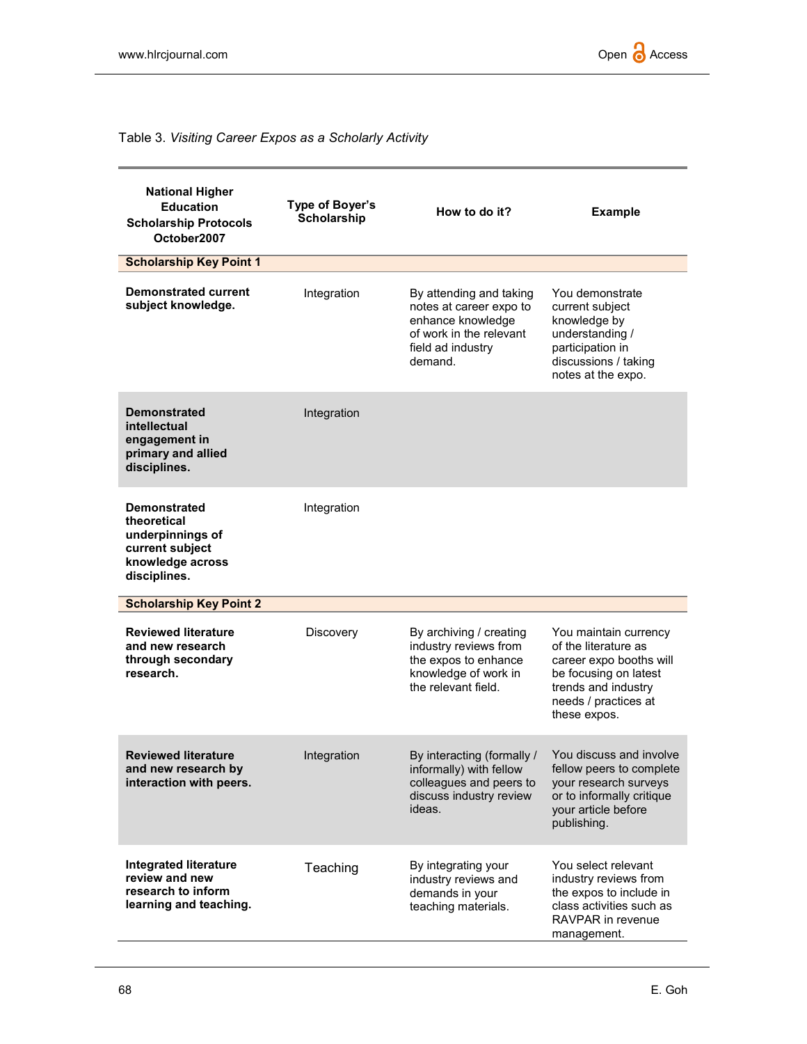Table 3. *Visiting Career Expos as a Scholarly Activity*

| National Higher Education Scholarship Protocols October2007 | Type of Boyer's Scholarship | How to do it? | Example |
|---|---|---|---|
| **Scholarship Key Point 1** | | | |
| **Demonstrated current subject knowledge.** | Integration | By attending and taking notes at career expo to enhance knowledge of work in the relevant field ad industry demand. | You demonstrate current subject knowledge by understanding / participation in discussions / taking notes at the expo. |
| **Demonstrated intellectual engagement in primary and allied disciplines.** | Integration | | |
| **Demonstrated theoretical underpinnings of current subject knowledge across disciplines.** | Integration | | |
| **Scholarship Key Point 2** | | | |
| **Reviewed literature and new research through secondary research.** | Discovery | By archiving / creating industry reviews from the expos to enhance knowledge of work in the relevant field. | You maintain currency of the literature as career expo booths will be focusing on latest trends and industry needs / practices at these expos. |
| **Reviewed literature and new research by interaction with peers.** | Integration | By interacting (formally / informally) with fellow colleagues and peers to discuss industry review ideas. | You discuss and involve fellow peers to complete your research surveys or to informally critique your article before publishing. |
| **Integrated literature review and new research to inform learning and teaching.** | Teaching | By integrating your industry reviews and demands in your teaching materials. | You select relevant industry reviews from the expos to include in class activities such as RAVPAR in revenue management. |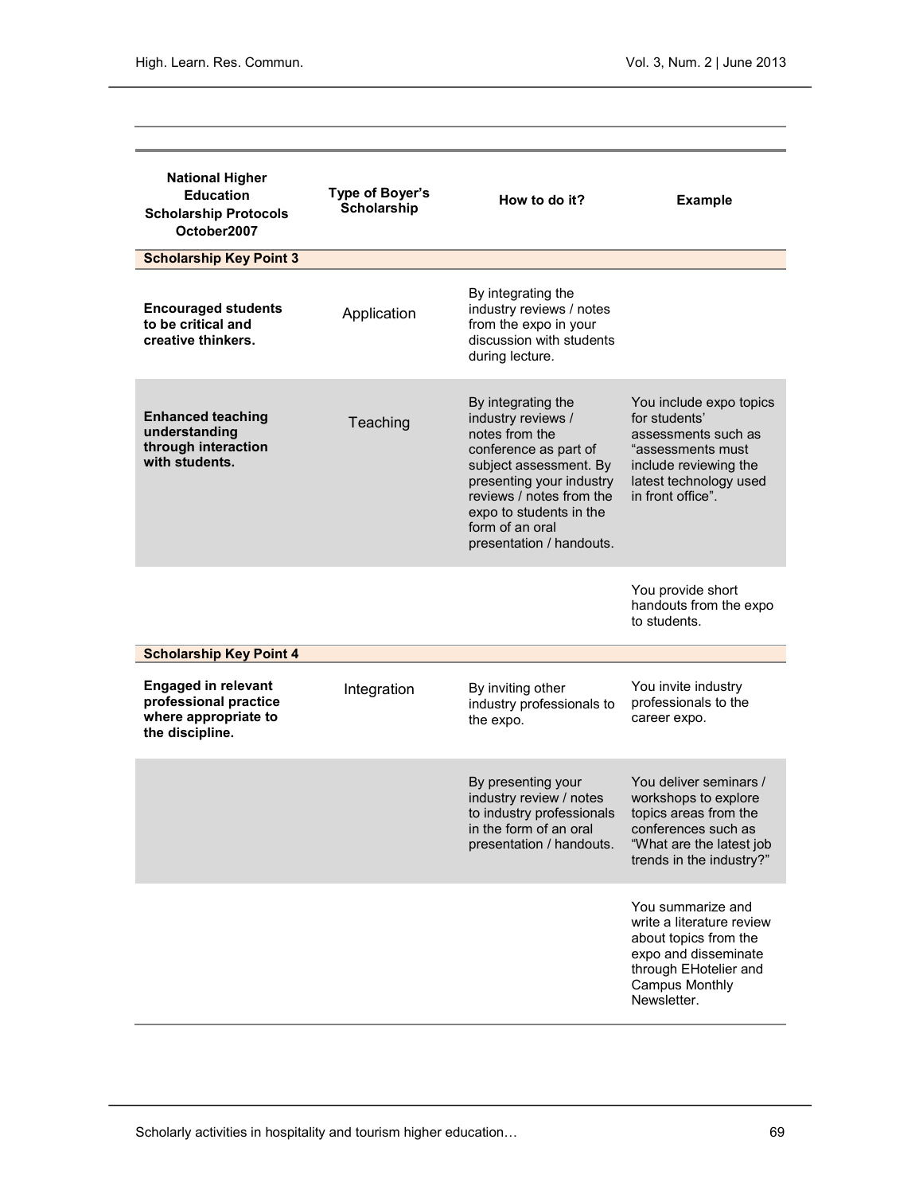| National Higher Education Scholarship Protocols October2007 | Type of Boyer's Scholarship | How to do it? | Example |
|---|---|---|---|
| **Scholarship Key Point 3** | | | |
| **Encouraged students to be critical and creative thinkers.** | Application | By integrating the industry reviews / notes from the expo in your discussion with students during lecture. | |
| **Enhanced teaching understanding through interaction with students.** | Teaching | By integrating the industry reviews / notes from the conference as part of subject assessment. By presenting your industry reviews / notes from the expo to students in the form of an oral presentation / handouts. | You include expo topics for students' assessments such as "assessments must include reviewing the latest technology used in front office". |
| | | | You provide short handouts from the expo to students. |
| **Scholarship Key Point 4** | | | |
| **Engaged in relevant professional practice where appropriate to the discipline.** | Integration | By inviting other industry professionals to the expo. | You invite industry professionals to the career expo. |
| | | By presenting your industry review / notes to industry professionals in the form of an oral presentation / handouts. | You deliver seminars / workshops to explore topics areas from the conferences such as "What are the latest job trends in the industry?" |
| | | | You summarize and write a literature review about topics from the expo and disseminate through EHotelier and Campus Monthly Newsletter. |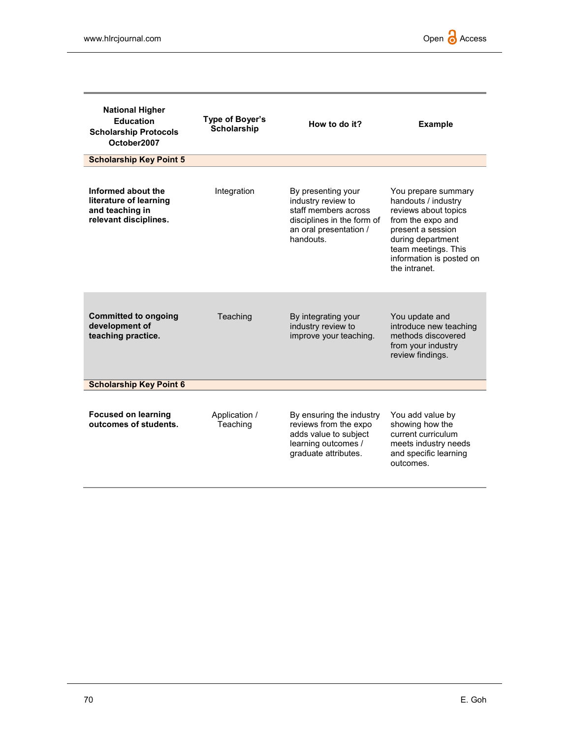| National Higher Education Scholarship Protocols October2007 | Type of Boyer's Scholarship | How to do it? | Example |
|---|---|---|---|
| **Scholarship Key Point 5** | | | |
| **Informed about the literature of learning and teaching in relevant disciplines.** | Integration | By presenting your industry review to staff members across disciplines in the form of an oral presentation / handouts. | You prepare summary handouts / industry reviews about topics from the expo and present a session during department team meetings. This information is posted on the intranet. |
| **Committed to ongoing development of teaching practice.** | Teaching | By integrating your industry review to improve your teaching. | You update and introduce new teaching methods discovered from your industry review findings. |
| **Scholarship Key Point 6** | | | |
| **Focused on learning outcomes of students.** | Application / Teaching | By ensuring the industry reviews from the expo adds value to subject learning outcomes / graduate attributes. | You add value by showing how the current curriculum meets industry needs and specific learning outcomes. |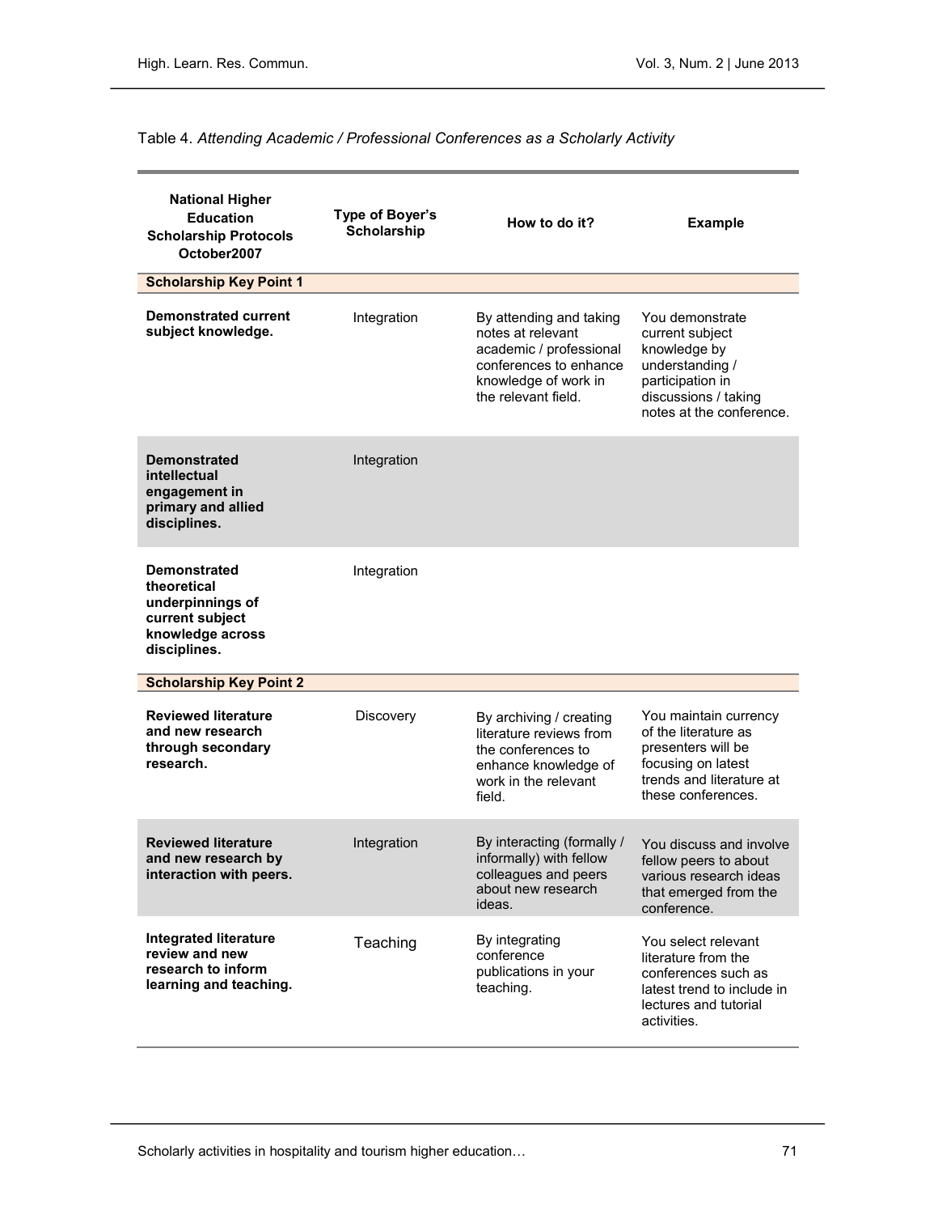Table 4. *Attending Academic / Professional Conferences as a Scholarly Activity*

| National Higher Education Scholarship Protocols October2007 | Type of Boyer's Scholarship | How to do it? | Example |
|---|---|---|---|
| **Scholarship Key Point 1** | | | |
| **Demonstrated current subject knowledge.** | Integration | By attending and taking notes at relevant academic / professional conferences to enhance knowledge of work in the relevant field. | You demonstrate current subject knowledge by understanding / participation in discussions / taking notes at the conference. |
| **Demonstrated intellectual engagement in primary and allied disciplines.** | Integration | | |
| **Demonstrated theoretical underpinnings of current subject knowledge across disciplines.** | Integration | | |
| **Scholarship Key Point 2** | | | |
| **Reviewed literature and new research through secondary research.** | Discovery | By archiving / creating literature reviews from the conferences to enhance knowledge of work in the relevant field. | You maintain currency of the literature as presenters will be focusing on latest trends and literature at these conferences. |
| **Reviewed literature and new research by interaction with peers.** | Integration | By interacting (formally / informally) with fellow colleagues and peers about new research ideas. | You discuss and involve fellow peers to about various research ideas that emerged from the conference. |
| **Integrated literature review and new research to inform learning and teaching.** | Teaching | By integrating conference publications in your teaching. | You select relevant literature from the conferences such as latest trend to include in lectures and tutorial activities. |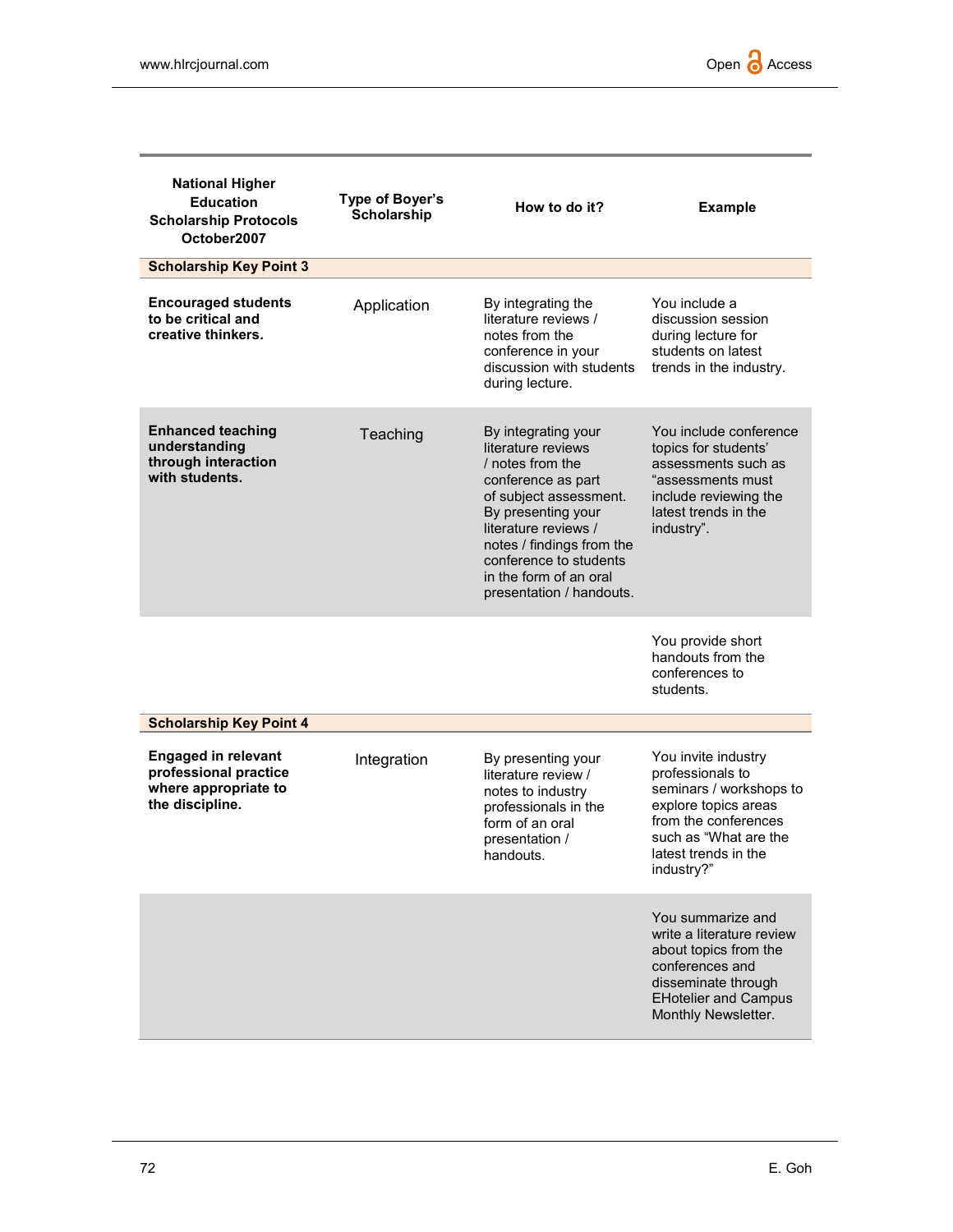| National Higher Education Scholarship Protocols October2007 | Type of Boyer's Scholarship | How to do it? | Example |
|---|---|---|---|
| **Scholarship Key Point 3** | | | |
| **Encouraged students to be critical and creative thinkers.** | Application | By integrating the literature reviews / notes from the conference in your discussion with students during lecture. | You include a discussion session during lecture for students on latest trends in the industry. |
| **Enhanced teaching understanding through interaction with students.** | Teaching | By integrating your literature reviews / notes from the conference as part of subject assessment. By presenting your literature reviews / notes / findings from the conference to students in the form of an oral presentation / handouts. | You include conference topics for students' assessments such as "assessments must include reviewing the latest trends in the industry". |
| | | | You provide short handouts from the conferences to students. |
| **Scholarship Key Point 4** | | | |
| **Engaged in relevant professional practice where appropriate to the discipline.** | Integration | By presenting your literature review / notes to industry professionals in the form of an oral presentation / handouts. | You invite industry professionals to seminars / workshops to explore topics areas from the conferences such as "What are the latest trends in the industry?" |
| | | | You summarize and write a literature review about topics from the conferences and disseminate through EHotelier and Campus Monthly Newsletter. |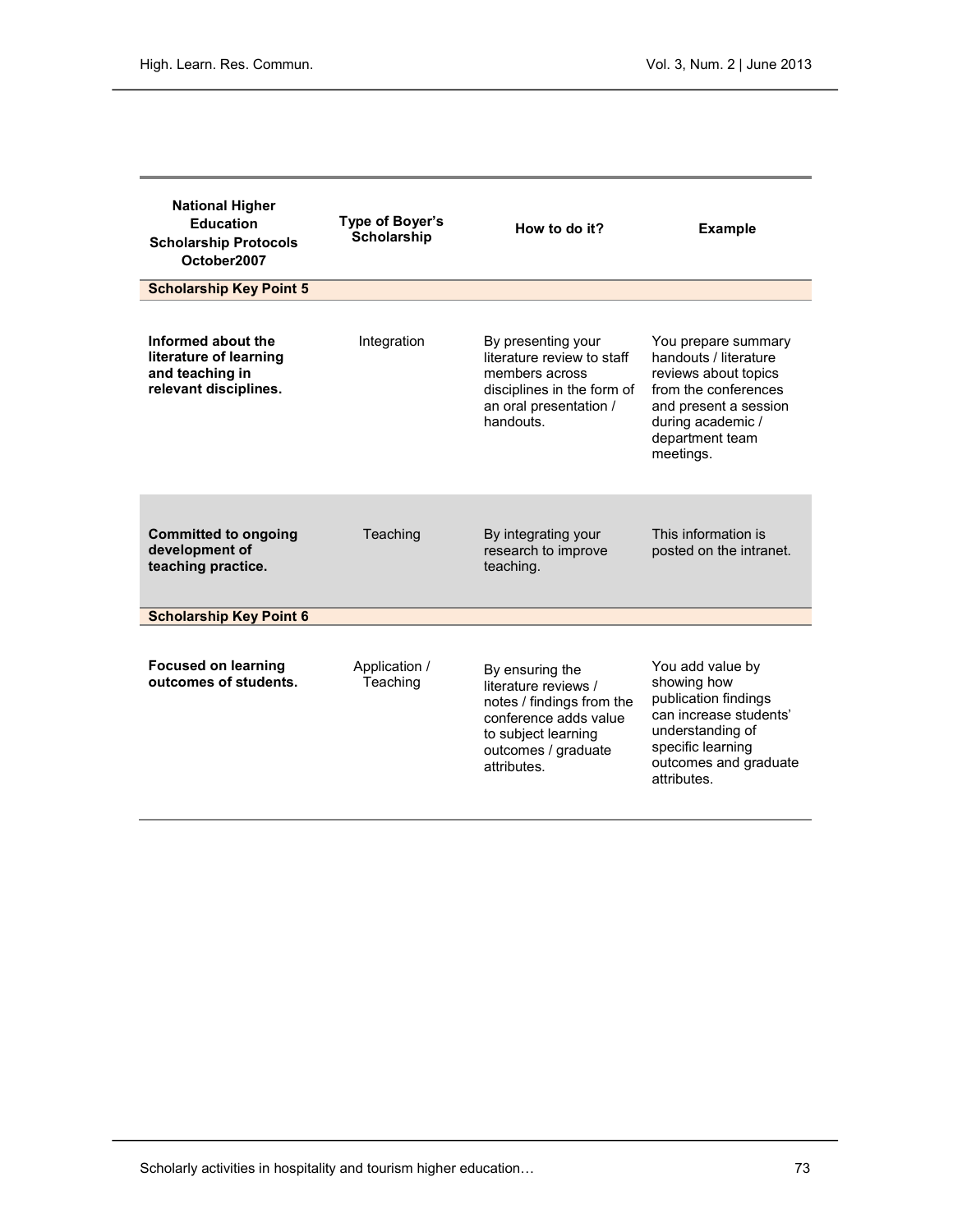| National Higher Education Scholarship Protocols October2007 | Type of Boyer's Scholarship | How to do it? | Example |
|---|---|---|---|
| **Scholarship Key Point 5** | | | |
| **Informed about the literature of learning and teaching in relevant disciplines.** | Integration | By presenting your literature review to staff members across disciplines in the form of an oral presentation / handouts. | You prepare summary handouts / literature reviews about topics from the conferences and present a session during academic / department team meetings. |
| **Committed to ongoing development of teaching practice.** | Teaching | By integrating your research to improve teaching. | This information is posted on the intranet. |
| **Scholarship Key Point 6** | | | |
| **Focused on learning outcomes of students.** | Application / Teaching | By ensuring the literature reviews / notes / findings from the conference adds value to subject learning outcomes / graduate attributes. | You add value by showing how publication findings can increase students' understanding of specific learning outcomes and graduate attributes. |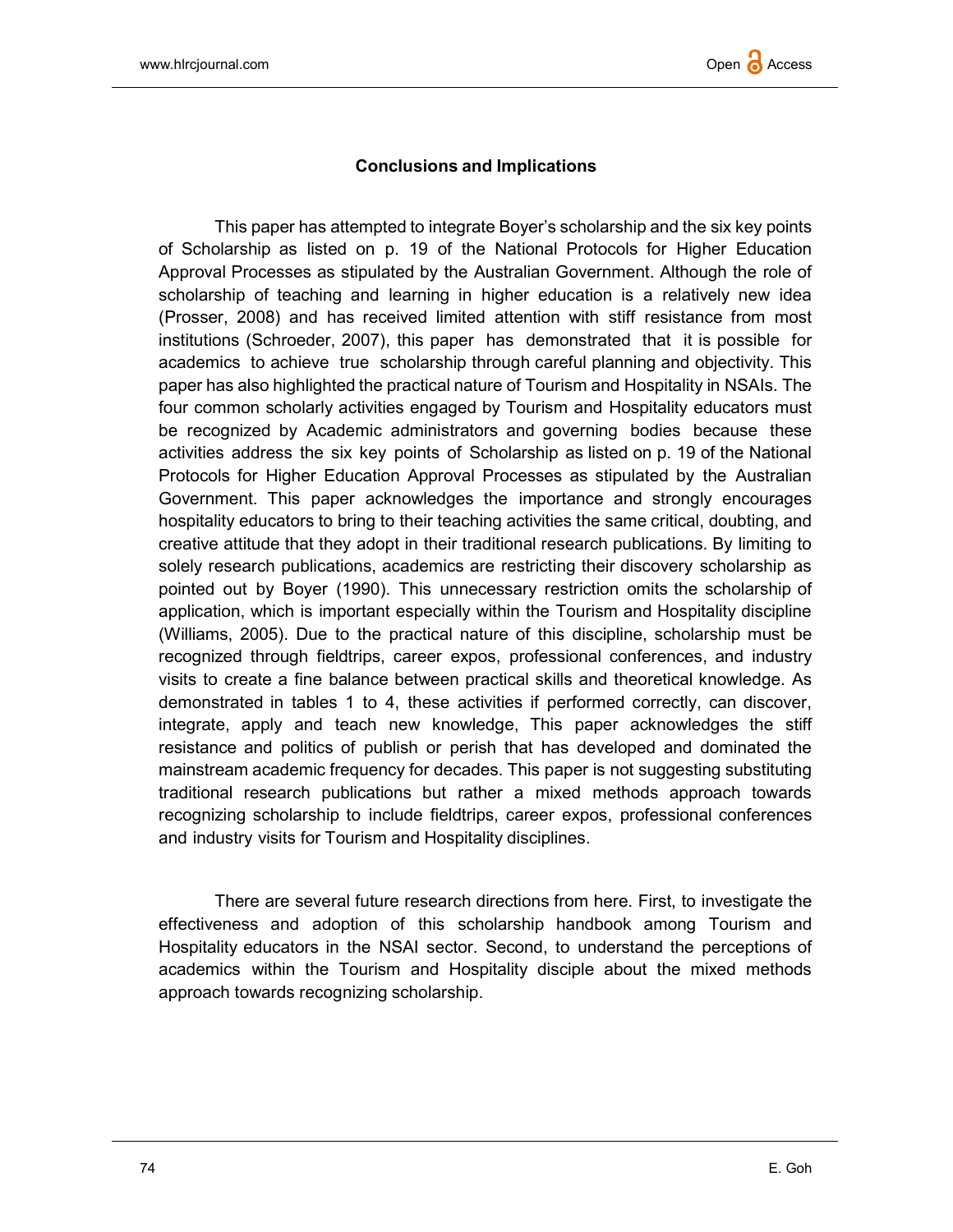## Conclusions and Implications

This paper has attempted to integrate Boyer's scholarship and the six key points of Scholarship as listed on p. 19 of the National Protocols for Higher Education Approval Processes as stipulated by the Australian Government. Although the role of scholarship of teaching and learning in higher education is a relatively new idea (Prosser, 2008) and has received limited attention with stiff resistance from most institutions (Schroeder, 2007), this paper has demonstrated that it is possible for academics to achieve true scholarship through careful planning and objectivity. This paper has also highlighted the practical nature of Tourism and Hospitality in NSAIs. The four common scholarly activities engaged by Tourism and Hospitality educators must be recognized by Academic administrators and governing bodies because these activities address the six key points of Scholarship as listed on p. 19 of the National Protocols for Higher Education Approval Processes as stipulated by the Australian Government. This paper acknowledges the importance and strongly encourages hospitality educators to bring to their teaching activities the same critical, doubting, and creative attitude that they adopt in their traditional research publications. By limiting to solely research publications, academics are restricting their discovery scholarship as pointed out by Boyer (1990). This unnecessary restriction omits the scholarship of application, which is important especially within the Tourism and Hospitality discipline (Williams, 2005). Due to the practical nature of this discipline, scholarship must be recognized through fieldtrips, career expos, professional conferences, and industry visits to create a fine balance between practical skills and theoretical knowledge. As demonstrated in tables 1 to 4, these activities if performed correctly, can discover, integrate, apply and teach new knowledge, This paper acknowledges the stiff resistance and politics of publish or perish that has developed and dominated the mainstream academic frequency for decades. This paper is not suggesting substituting traditional research publications but rather a mixed methods approach towards recognizing scholarship to include fieldtrips, career expos, professional conferences and industry visits for Tourism and Hospitality disciplines.

There are several future research directions from here. First, to investigate the effectiveness and adoption of this scholarship handbook among Tourism and Hospitality educators in the NSAI sector. Second, to understand the perceptions of academics within the Tourism and Hospitality disciple about the mixed methods approach towards recognizing scholarship.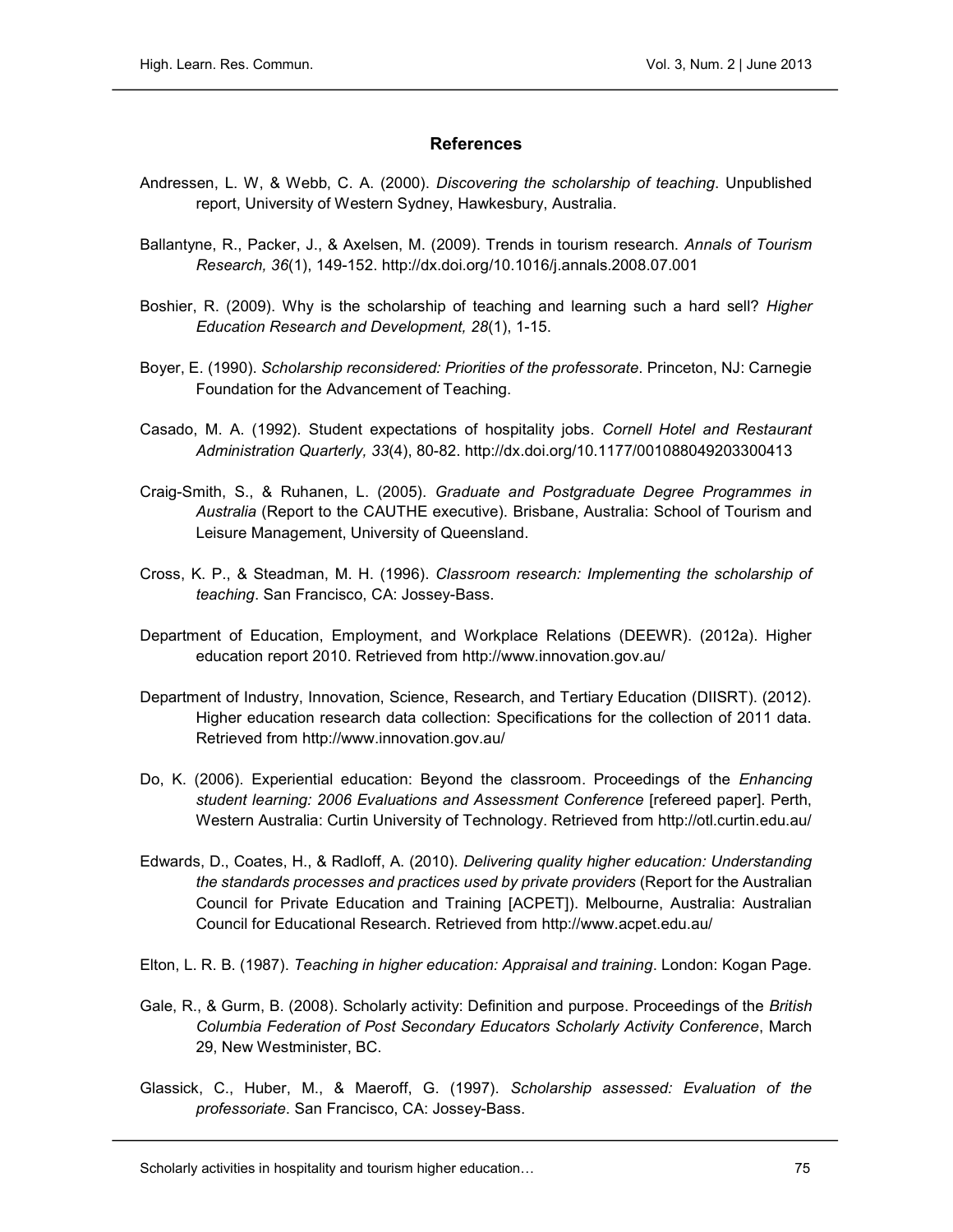## References

Andressen, L. W, & Webb, C. A. (2000). *Discovering the scholarship of teaching*. Unpublished report, University of Western Sydney, Hawkesbury, Australia.

Ballantyne, R., Packer, J., & Axelsen, M. (2009). Trends in tourism research. *Annals of Tourism Research, 36*(1), 149-152. http://dx.doi.org/10.1016/j.annals.2008.07.001

Boshier, R. (2009). Why is the scholarship of teaching and learning such a hard sell? *Higher Education Research and Development, 28*(1), 1-15.

Boyer, E. (1990). *Scholarship reconsidered: Priorities of the professorate*. Princeton, NJ: Carnegie Foundation for the Advancement of Teaching.

Casado, M. A. (1992). Student expectations of hospitality jobs. *Cornell Hotel and Restaurant Administration Quarterly, 33*(4), 80-82. http://dx.doi.org/10.1177/001088049203300413

Craig-Smith, S., & Ruhanen, L. (2005). *Graduate and Postgraduate Degree Programmes in Australia* (Report to the CAUTHE executive). Brisbane, Australia: School of Tourism and Leisure Management, University of Queensland.

Cross, K. P., & Steadman, M. H. (1996). *Classroom research: Implementing the scholarship of teaching*. San Francisco, CA: Jossey-Bass.

Department of Education, Employment, and Workplace Relations (DEEWR). (2012a). Higher education report 2010. Retrieved from http://www.innovation.gov.au/

Department of Industry, Innovation, Science, Research, and Tertiary Education (DIISRT). (2012). Higher education research data collection: Specifications for the collection of 2011 data. Retrieved from http://www.innovation.gov.au/

Do, K. (2006). Experiential education: Beyond the classroom. Proceedings of the *Enhancing student learning: 2006 Evaluations and Assessment Conference* [refereed paper]. Perth, Western Australia: Curtin University of Technology. Retrieved from http://otl.curtin.edu.au/

Edwards, D., Coates, H., & Radloff, A. (2010). *Delivering quality higher education: Understanding the standards processes and practices used by private providers* (Report for the Australian Council for Private Education and Training [ACPET]). Melbourne, Australia: Australian Council for Educational Research. Retrieved from http://www.acpet.edu.au/

Elton, L. R. B. (1987). *Teaching in higher education: Appraisal and training*. London: Kogan Page.

Gale, R., & Gurm, B. (2008). Scholarly activity: Definition and purpose. Proceedings of the *British Columbia Federation of Post Secondary Educators Scholarly Activity Conference*, March 29, New Westminister, BC.

Glassick, C., Huber, M., & Maeroff, G. (1997). *Scholarship assessed: Evaluation of the professoriate*. San Francisco, CA: Jossey-Bass.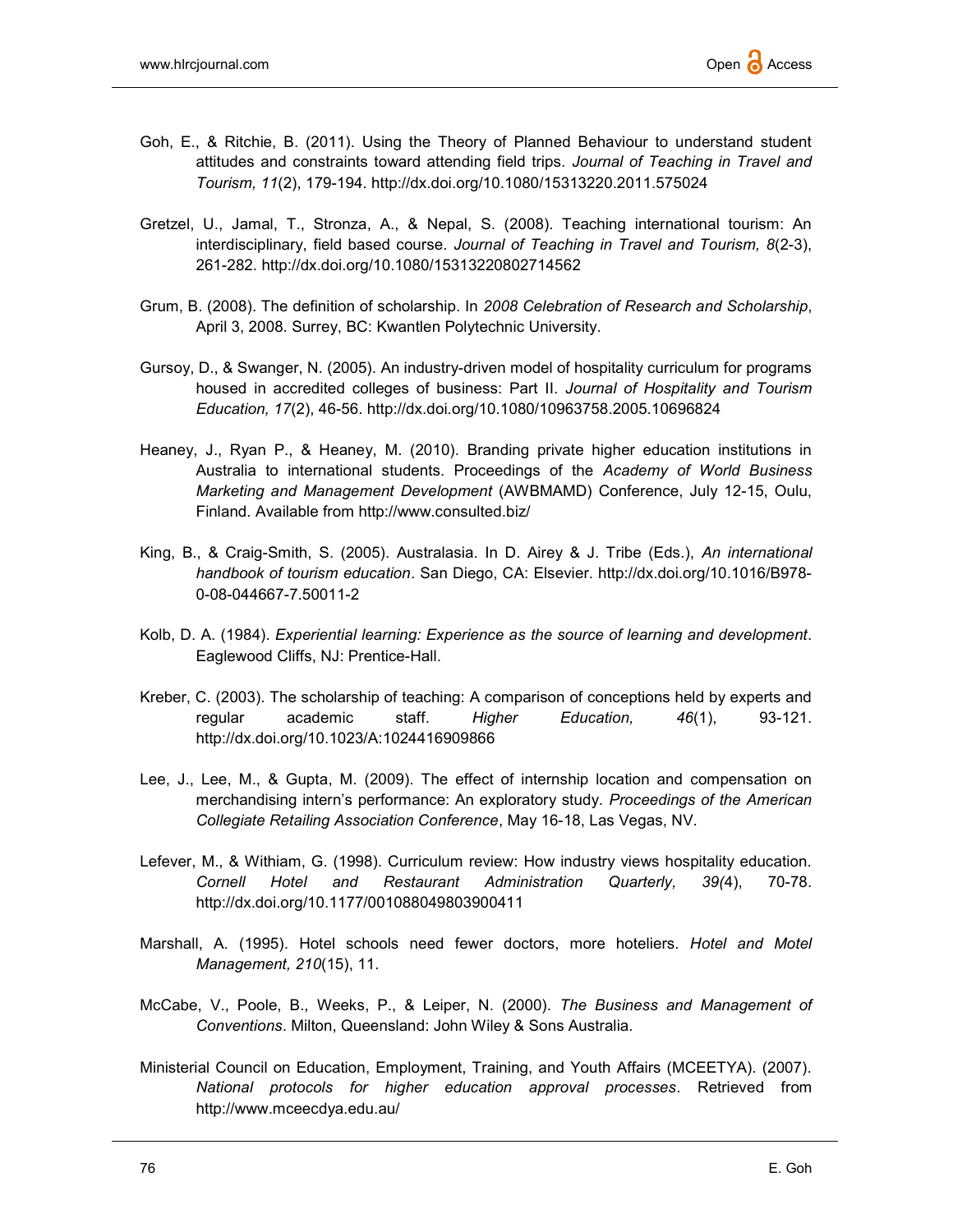Goh, E., & Ritchie, B. (2011). Using the Theory of Planned Behaviour to understand student attitudes and constraints toward attending field trips. *Journal of Teaching in Travel and Tourism, 11*(2), 179-194. http://dx.doi.org/10.1080/15313220.2011.575024

Gretzel, U., Jamal, T., Stronza, A., & Nepal, S. (2008). Teaching international tourism: An interdisciplinary, field based course. *Journal of Teaching in Travel and Tourism, 8*(2-3), 261-282. http://dx.doi.org/10.1080/15313220802714562

Grum, B. (2008). The definition of scholarship. In *2008 Celebration of Research and Scholarship*, April 3, 2008. Surrey, BC: Kwantlen Polytechnic University.

Gursoy, D., & Swanger, N. (2005). An industry-driven model of hospitality curriculum for programs housed in accredited colleges of business: Part II. *Journal of Hospitality and Tourism Education, 17*(2), 46-56. http://dx.doi.org/10.1080/10963758.2005.10696824

Heaney, J., Ryan P., & Heaney, M. (2010). Branding private higher education institutions in Australia to international students. Proceedings of the *Academy of World Business Marketing and Management Development* (AWBMAMD) Conference, July 12-15, Oulu, Finland. Available from http://www.consulted.biz/

King, B., & Craig-Smith, S. (2005). Australasia. In D. Airey & J. Tribe (Eds.), *An international handbook of tourism education*. San Diego, CA: Elsevier. http://dx.doi.org/10.1016/B978-0-08-044667-7.50011-2

Kolb, D. A. (1984). *Experiential learning: Experience as the source of learning and development*. Eaglewood Cliffs, NJ: Prentice-Hall.

Kreber, C. (2003). The scholarship of teaching: A comparison of conceptions held by experts and regular academic staff. *Higher Education, 46*(1), 93-121. http://dx.doi.org/10.1023/A:1024416909866

Lee, J., Lee, M., & Gupta, M. (2009). The effect of internship location and compensation on merchandising intern's performance: An exploratory study. *Proceedings of the American Collegiate Retailing Association Conference*, May 16-18, Las Vegas, NV.

Lefever, M., & Withiam, G. (1998). Curriculum review: How industry views hospitality education. *Cornell Hotel and Restaurant Administration Quarterly, 39(*4), 70-78. http://dx.doi.org/10.1177/001088049803900411

Marshall, A. (1995). Hotel schools need fewer doctors, more hoteliers. *Hotel and Motel Management, 210*(15), 11.

McCabe, V., Poole, B., Weeks, P., & Leiper, N. (2000). *The Business and Management of Conventions*. Milton, Queensland: John Wiley & Sons Australia.

Ministerial Council on Education, Employment, Training, and Youth Affairs (MCEETYA). (2007). *National protocols for higher education approval processes*. Retrieved from http://www.mceecdya.edu.au/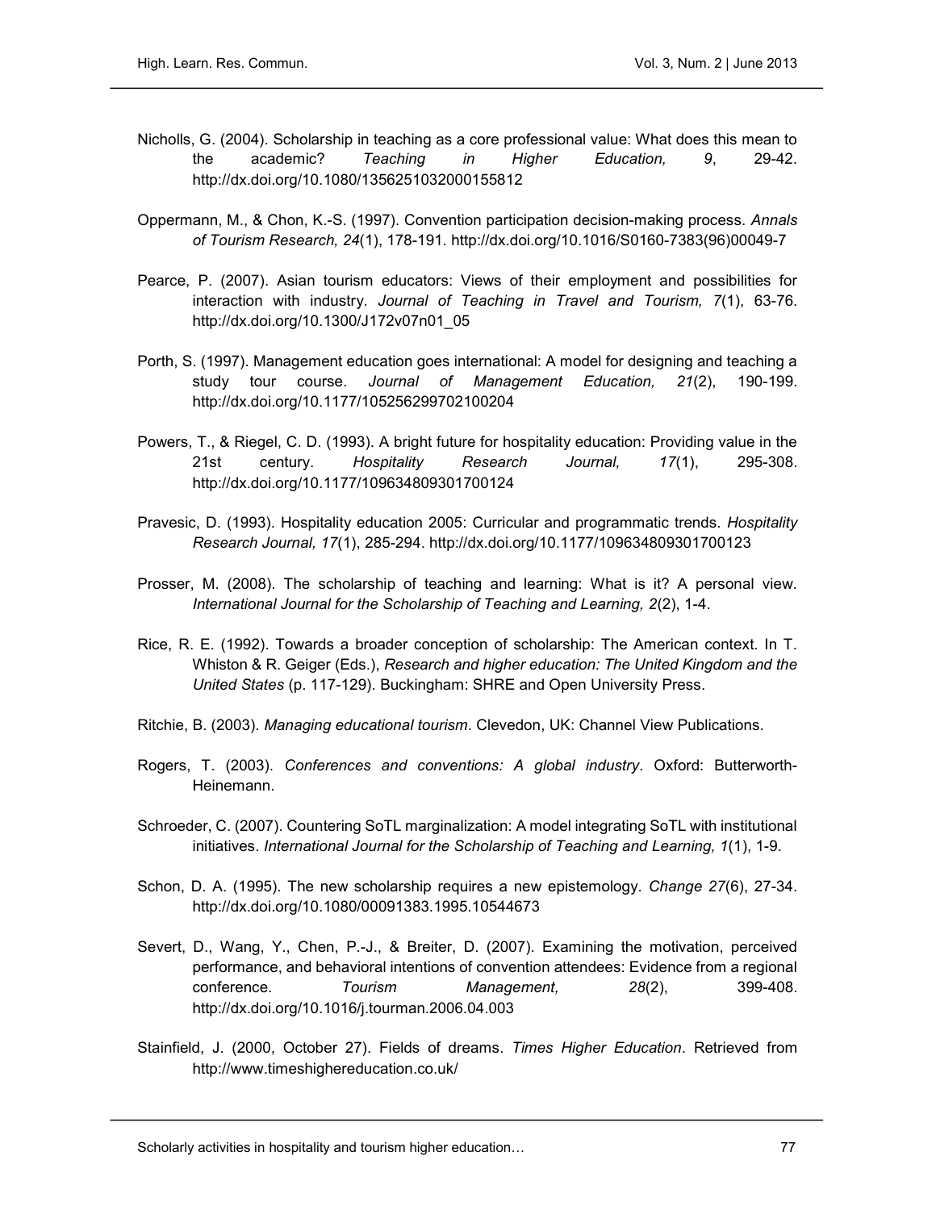Nicholls, G. (2004). Scholarship in teaching as a core professional value: What does this mean to the academic? *Teaching in Higher Education, 9*, 29-42. http://dx.doi.org/10.1080/1356251032000155812

Oppermann, M., & Chon, K.-S. (1997). Convention participation decision-making process. *Annals of Tourism Research, 24*(1), 178-191. http://dx.doi.org/10.1016/S0160-7383(96)00049-7

Pearce, P. (2007). Asian tourism educators: Views of their employment and possibilities for interaction with industry. *Journal of Teaching in Travel and Tourism, 7*(1), 63-76. http://dx.doi.org/10.1300/J172v07n01_05

Porth, S. (1997). Management education goes international: A model for designing and teaching a study tour course. *Journal of Management Education, 21*(2), 190-199. http://dx.doi.org/10.1177/105256299702100204

Powers, T., & Riegel, C. D. (1993). A bright future for hospitality education: Providing value in the 21st century. *Hospitality Research Journal, 17*(1), 295-308. http://dx.doi.org/10.1177/109634809301700124

Pravesic, D. (1993). Hospitality education 2005: Curricular and programmatic trends. *Hospitality Research Journal, 17*(1), 285-294. http://dx.doi.org/10.1177/109634809301700123

Prosser, M. (2008). The scholarship of teaching and learning: What is it? A personal view. *International Journal for the Scholarship of Teaching and Learning, 2*(2), 1-4.

Rice, R. E. (1992). Towards a broader conception of scholarship: The American context. In T. Whiston & R. Geiger (Eds.), *Research and higher education: The United Kingdom and the United States* (p. 117-129). Buckingham: SHRE and Open University Press.

Ritchie, B. (2003). *Managing educational tourism*. Clevedon, UK: Channel View Publications.

Rogers, T. (2003). *Conferences and conventions: A global industry*. Oxford: Butterworth-Heinemann.

Schroeder, C. (2007). Countering SoTL marginalization: A model integrating SoTL with institutional initiatives. *International Journal for the Scholarship of Teaching and Learning, 1*(1), 1-9.

Schon, D. A. (1995). The new scholarship requires a new epistemology. *Change 27*(6), 27-34. http://dx.doi.org/10.1080/00091383.1995.10544673

Severt, D., Wang, Y., Chen, P.-J., & Breiter, D. (2007). Examining the motivation, perceived performance, and behavioral intentions of convention attendees: Evidence from a regional conference. *Tourism Management, 28*(2), 399-408. http://dx.doi.org/10.1016/j.tourman.2006.04.003

Stainfield, J. (2000, October 27). Fields of dreams. *Times Higher Education*. Retrieved from http://www.timeshighereducation.co.uk/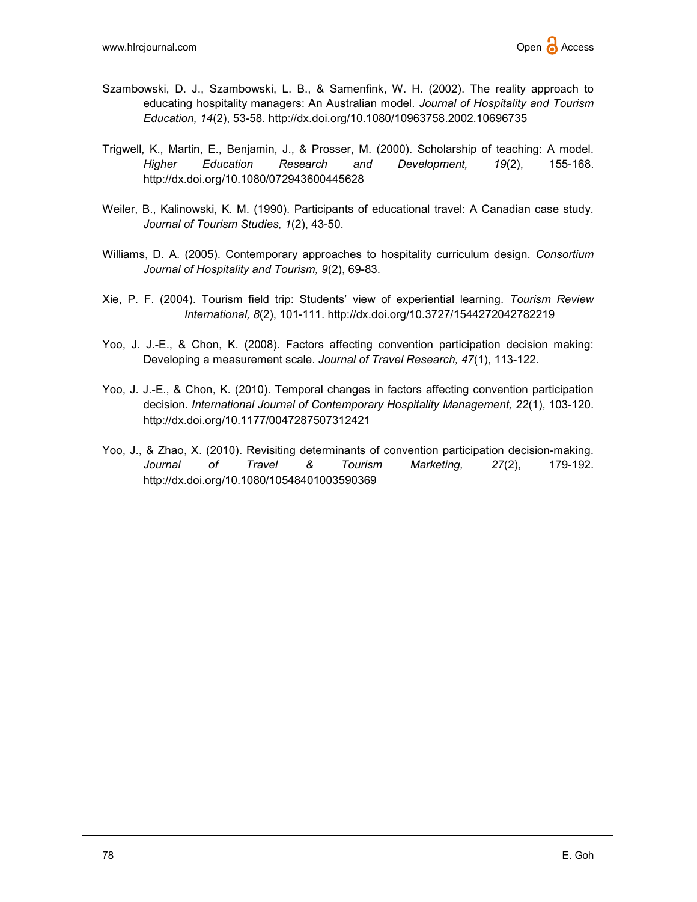Szambowski, D. J., Szambowski, L. B., & Samenfink, W. H. (2002). The reality approach to educating hospitality managers: An Australian model. *Journal of Hospitality and Tourism Education, 14*(2), 53-58. http://dx.doi.org/10.1080/10963758.2002.10696735

Trigwell, K., Martin, E., Benjamin, J., & Prosser, M. (2000). Scholarship of teaching: A model. *Higher Education Research and Development, 19*(2), 155-168. http://dx.doi.org/10.1080/072943600445628

Weiler, B., Kalinowski, K. M. (1990). Participants of educational travel: A Canadian case study. *Journal of Tourism Studies, 1*(2), 43-50.

Williams, D. A. (2005). Contemporary approaches to hospitality curriculum design. *Consortium Journal of Hospitality and Tourism, 9*(2), 69-83.

Xie, P. F. (2004). Tourism field trip: Students' view of experiential learning. *Tourism Review International, 8*(2), 101-111. http://dx.doi.org/10.3727/1544272042782219

Yoo, J. J.-E., & Chon, K. (2008). Factors affecting convention participation decision making: Developing a measurement scale. *Journal of Travel Research, 47*(1), 113-122.

Yoo, J. J.-E., & Chon, K. (2010). Temporal changes in factors affecting convention participation decision. *International Journal of Contemporary Hospitality Management, 22*(1), 103-120. http://dx.doi.org/10.1177/0047287507312421

Yoo, J., & Zhao, X. (2010). Revisiting determinants of convention participation decision-making. *Journal of Travel & Tourism Marketing, 27*(2), 179-192. http://dx.doi.org/10.1080/10548401003590369